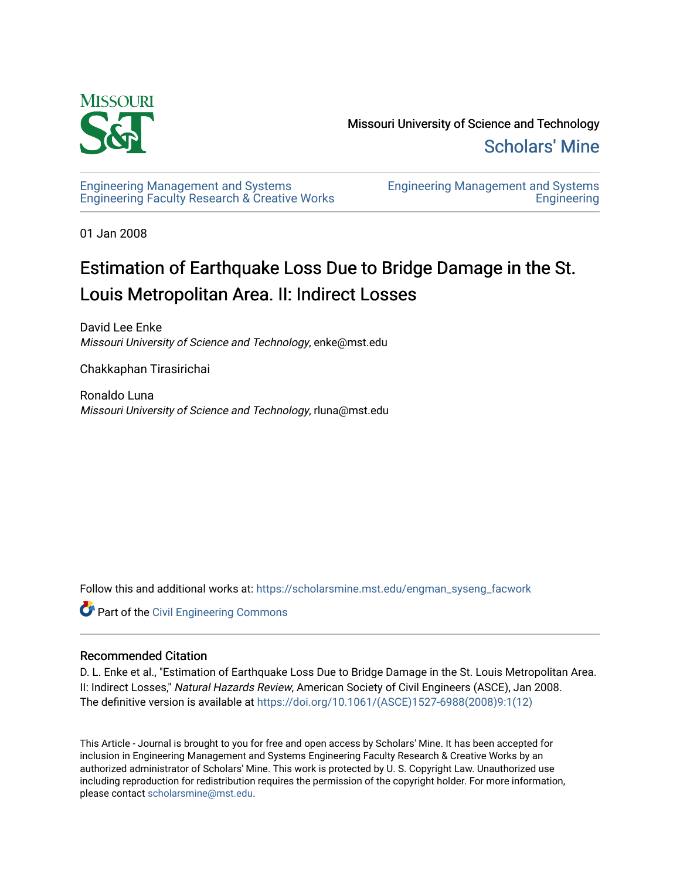Missouri University of Science and Technology

Scholars' Mine

Engineering Management and Systems Engineering Faculty Research & Creative Works

Engineering Management and Systems Engineering

01 Jan 2008

# Estimation of Earthquake Loss Due to Bridge Damage in the St. Louis Metropolitan Area. II: Indirect Losses

David Lee Enke
*Missouri University of Science and Technology*, enke@mst.edu

Chakkaphan Tirasirichai

Ronaldo Luna
*Missouri University of Science and Technology*, rluna@mst.edu

Follow this and additional works at: https://scholarsmine.mst.edu/engman_syseng_facwork

Part of the Civil Engineering Commons

## Recommended Citation

D. L. Enke et al., "Estimation of Earthquake Loss Due to Bridge Damage in the St. Louis Metropolitan Area. II: Indirect Losses," *Natural Hazards Review*, American Society of Civil Engineers (ASCE), Jan 2008.
The definitive version is available at https://doi.org/10.1061/(ASCE)1527-6988(2008)9:1(12)

This Article - Journal is brought to you for free and open access by Scholars' Mine. It has been accepted for inclusion in Engineering Management and Systems Engineering Faculty Research & Creative Works by an authorized administrator of Scholars' Mine. This work is protected by U. S. Copyright Law. Unauthorized use including reproduction for redistribution requires the permission of the copyright holder. For more information, please contact scholarsmine@mst.edu.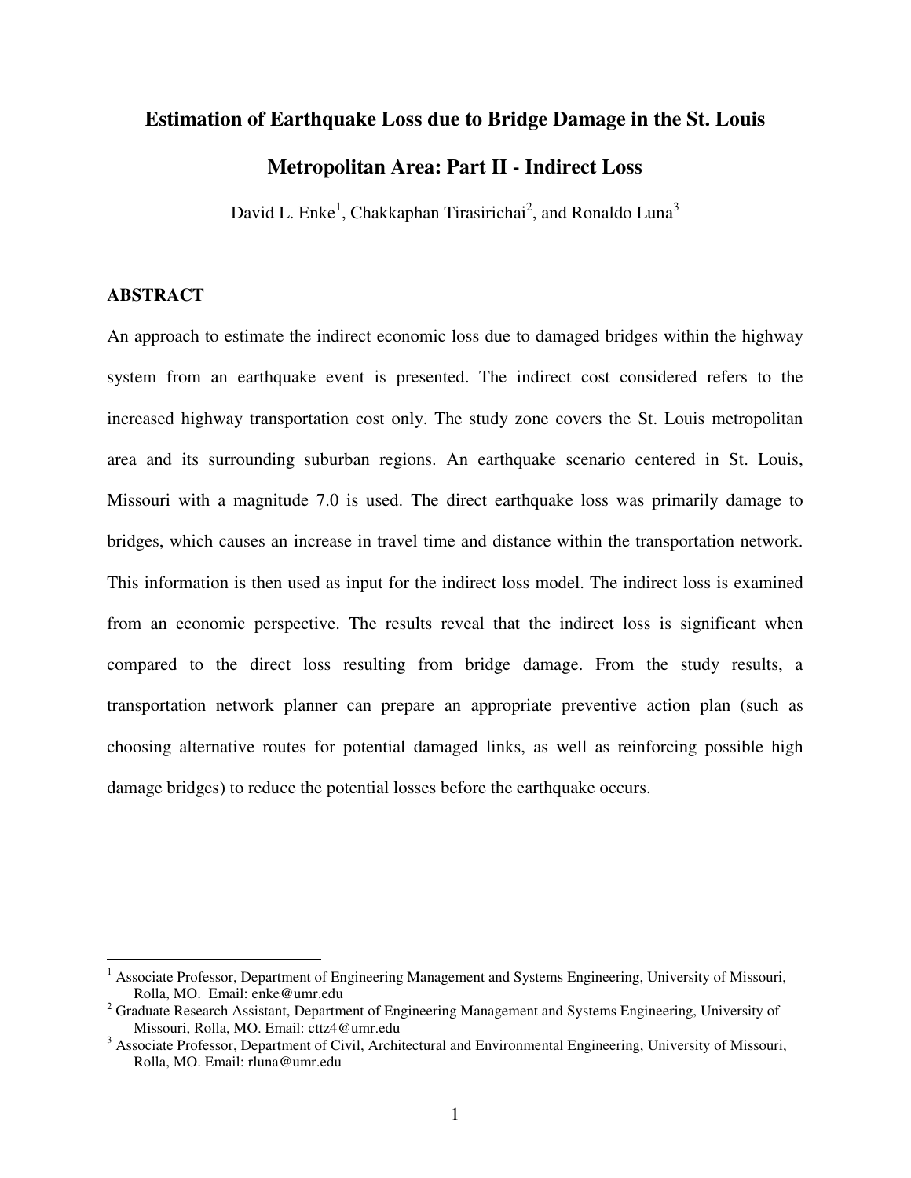# Estimation of Earthquake Loss due to Bridge Damage in the St. Louis Metropolitan Area: Part II - Indirect Loss

David L. Enke[1], Chakkaphan Tirasirichai[2], and Ronaldo Luna[3]

## ABSTRACT

An approach to estimate the indirect economic loss due to damaged bridges within the highway system from an earthquake event is presented. The indirect cost considered refers to the increased highway transportation cost only. The study zone covers the St. Louis metropolitan area and its surrounding suburban regions. An earthquake scenario centered in St. Louis, Missouri with a magnitude 7.0 is used. The direct earthquake loss was primarily damage to bridges, which causes an increase in travel time and distance within the transportation network. This information is then used as input for the indirect loss model. The indirect loss is examined from an economic perspective. The results reveal that the indirect loss is significant when compared to the direct loss resulting from bridge damage. From the study results, a transportation network planner can prepare an appropriate preventive action plan (such as choosing alternative routes for potential damaged links, as well as reinforcing possible high damage bridges) to reduce the potential losses before the earthquake occurs.

---

[1] Associate Professor, Department of Engineering Management and Systems Engineering, University of Missouri, Rolla, MO. Email: enke@umr.edu

[2] Graduate Research Assistant, Department of Engineering Management and Systems Engineering, University of Missouri, Rolla, MO. Email: cttz4@umr.edu

[3] Associate Professor, Department of Civil, Architectural and Environmental Engineering, University of Missouri, Rolla, MO. Email: rluna@umr.edu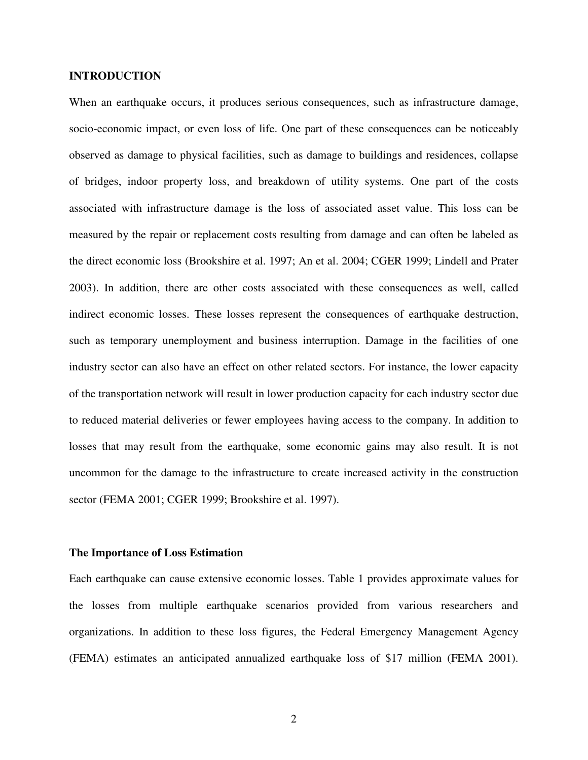## INTRODUCTION

When an earthquake occurs, it produces serious consequences, such as infrastructure damage, socio-economic impact, or even loss of life. One part of these consequences can be noticeably observed as damage to physical facilities, such as damage to buildings and residences, collapse of bridges, indoor property loss, and breakdown of utility systems. One part of the costs associated with infrastructure damage is the loss of associated asset value. This loss can be measured by the repair or replacement costs resulting from damage and can often be labeled as the direct economic loss (Brookshire et al. 1997; An et al. 2004; CGER 1999; Lindell and Prater 2003). In addition, there are other costs associated with these consequences as well, called indirect economic losses. These losses represent the consequences of earthquake destruction, such as temporary unemployment and business interruption. Damage in the facilities of one industry sector can also have an effect on other related sectors. For instance, the lower capacity of the transportation network will result in lower production capacity for each industry sector due to reduced material deliveries or fewer employees having access to the company. In addition to losses that may result from the earthquake, some economic gains may also result. It is not uncommon for the damage to the infrastructure to create increased activity in the construction sector (FEMA 2001; CGER 1999; Brookshire et al. 1997).

### The Importance of Loss Estimation

Each earthquake can cause extensive economic losses. Table 1 provides approximate values for the losses from multiple earthquake scenarios provided from various researchers and organizations. In addition to these loss figures, the Federal Emergency Management Agency (FEMA) estimates an anticipated annualized earthquake loss of $17 million (FEMA 2001).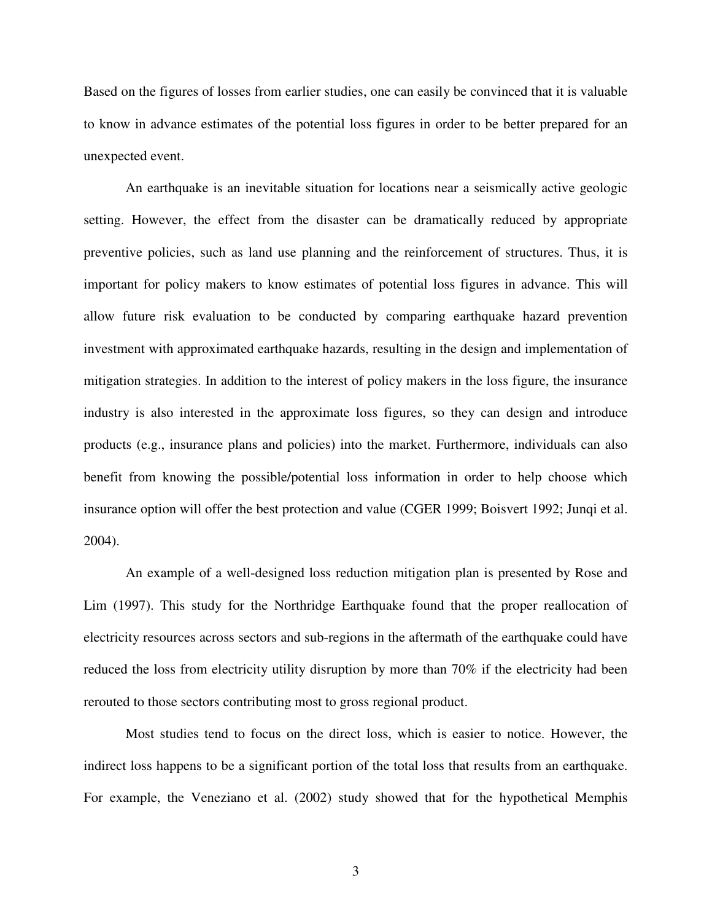Based on the figures of losses from earlier studies, one can easily be convinced that it is valuable to know in advance estimates of the potential loss figures in order to be better prepared for an unexpected event.

An earthquake is an inevitable situation for locations near a seismically active geologic setting. However, the effect from the disaster can be dramatically reduced by appropriate preventive policies, such as land use planning and the reinforcement of structures. Thus, it is important for policy makers to know estimates of potential loss figures in advance. This will allow future risk evaluation to be conducted by comparing earthquake hazard prevention investment with approximated earthquake hazards, resulting in the design and implementation of mitigation strategies. In addition to the interest of policy makers in the loss figure, the insurance industry is also interested in the approximate loss figures, so they can design and introduce products (e.g., insurance plans and policies) into the market. Furthermore, individuals can also benefit from knowing the possible/potential loss information in order to help choose which insurance option will offer the best protection and value (CGER 1999; Boisvert 1992; Junqi et al. 2004).

An example of a well-designed loss reduction mitigation plan is presented by Rose and Lim (1997). This study for the Northridge Earthquake found that the proper reallocation of electricity resources across sectors and sub-regions in the aftermath of the earthquake could have reduced the loss from electricity utility disruption by more than 70% if the electricity had been rerouted to those sectors contributing most to gross regional product.

Most studies tend to focus on the direct loss, which is easier to notice. However, the indirect loss happens to be a significant portion of the total loss that results from an earthquake. For example, the Veneziano et al. (2002) study showed that for the hypothetical Memphis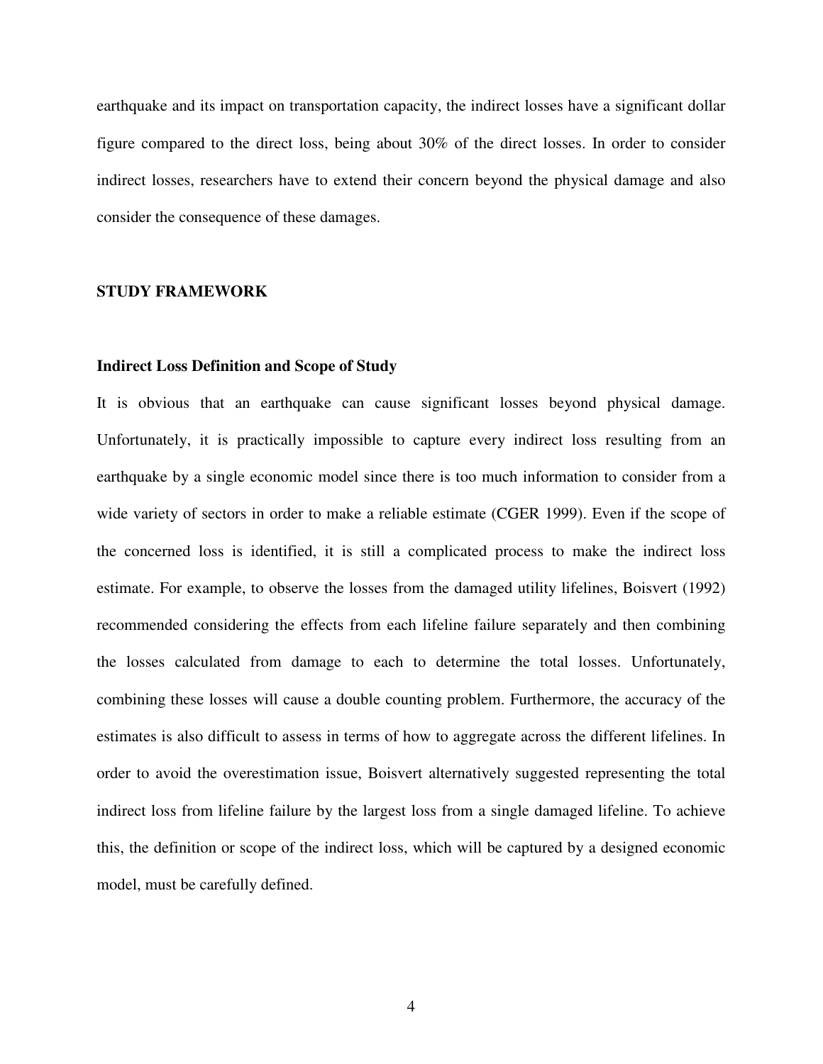earthquake and its impact on transportation capacity, the indirect losses have a significant dollar figure compared to the direct loss, being about 30% of the direct losses. In order to consider indirect losses, researchers have to extend their concern beyond the physical damage and also consider the consequence of these damages.

## STUDY FRAMEWORK

### Indirect Loss Definition and Scope of Study

It is obvious that an earthquake can cause significant losses beyond physical damage. Unfortunately, it is practically impossible to capture every indirect loss resulting from an earthquake by a single economic model since there is too much information to consider from a wide variety of sectors in order to make a reliable estimate (CGER 1999). Even if the scope of the concerned loss is identified, it is still a complicated process to make the indirect loss estimate. For example, to observe the losses from the damaged utility lifelines, Boisvert (1992) recommended considering the effects from each lifeline failure separately and then combining the losses calculated from damage to each to determine the total losses. Unfortunately, combining these losses will cause a double counting problem. Furthermore, the accuracy of the estimates is also difficult to assess in terms of how to aggregate across the different lifelines. In order to avoid the overestimation issue, Boisvert alternatively suggested representing the total indirect loss from lifeline failure by the largest loss from a single damaged lifeline. To achieve this, the definition or scope of the indirect loss, which will be captured by a designed economic model, must be carefully defined.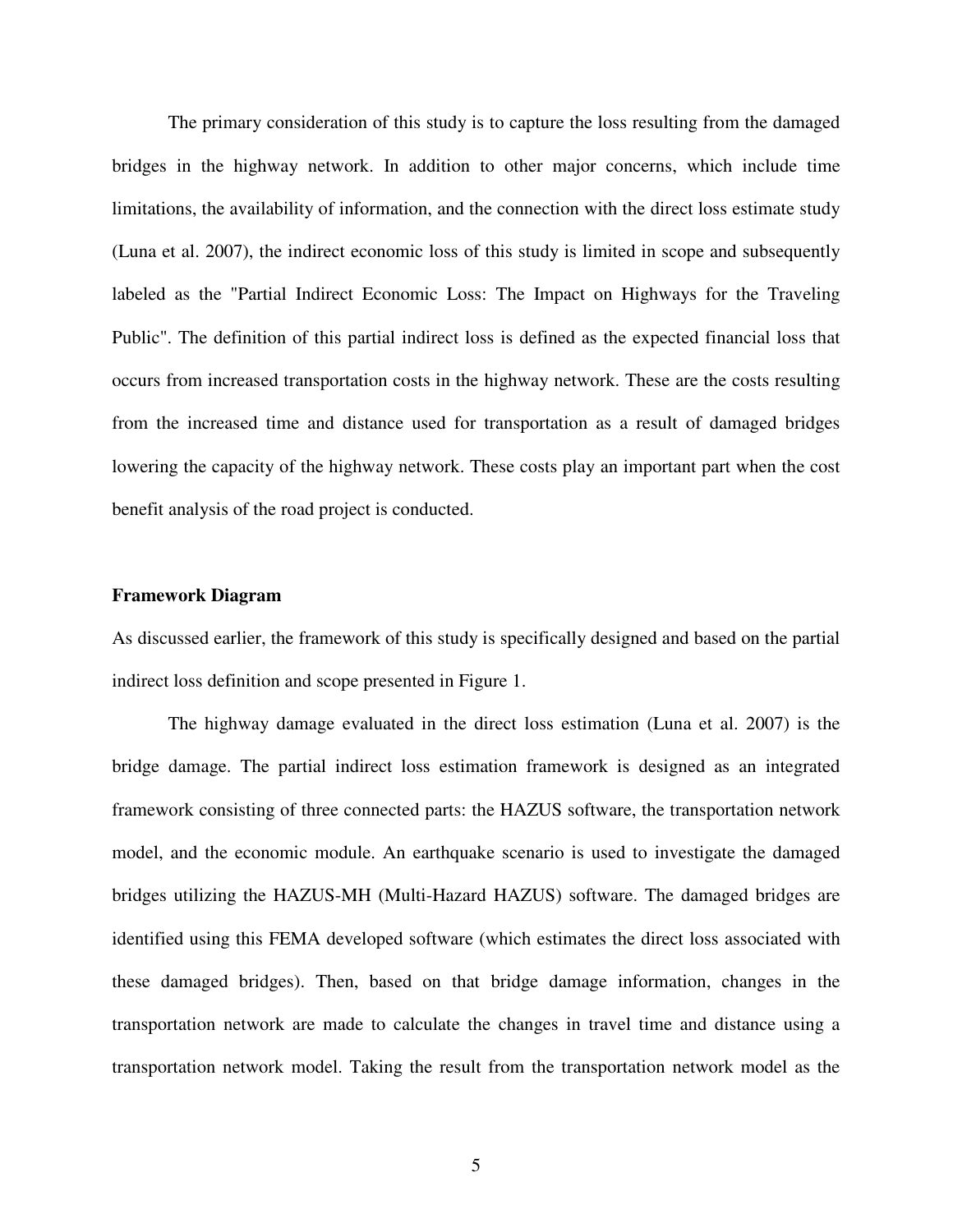The primary consideration of this study is to capture the loss resulting from the damaged bridges in the highway network. In addition to other major concerns, which include time limitations, the availability of information, and the connection with the direct loss estimate study (Luna et al. 2007), the indirect economic loss of this study is limited in scope and subsequently labeled as the "Partial Indirect Economic Loss: The Impact on Highways for the Traveling Public". The definition of this partial indirect loss is defined as the expected financial loss that occurs from increased transportation costs in the highway network. These are the costs resulting from the increased time and distance used for transportation as a result of damaged bridges lowering the capacity of the highway network. These costs play an important part when the cost benefit analysis of the road project is conducted.

**Framework Diagram**

As discussed earlier, the framework of this study is specifically designed and based on the partial indirect loss definition and scope presented in Figure 1.

The highway damage evaluated in the direct loss estimation (Luna et al. 2007) is the bridge damage. The partial indirect loss estimation framework is designed as an integrated framework consisting of three connected parts: the HAZUS software, the transportation network model, and the economic module. An earthquake scenario is used to investigate the damaged bridges utilizing the HAZUS-MH (Multi-Hazard HAZUS) software. The damaged bridges are identified using this FEMA developed software (which estimates the direct loss associated with these damaged bridges). Then, based on that bridge damage information, changes in the transportation network are made to calculate the changes in travel time and distance using a transportation network model. Taking the result from the transportation network model as the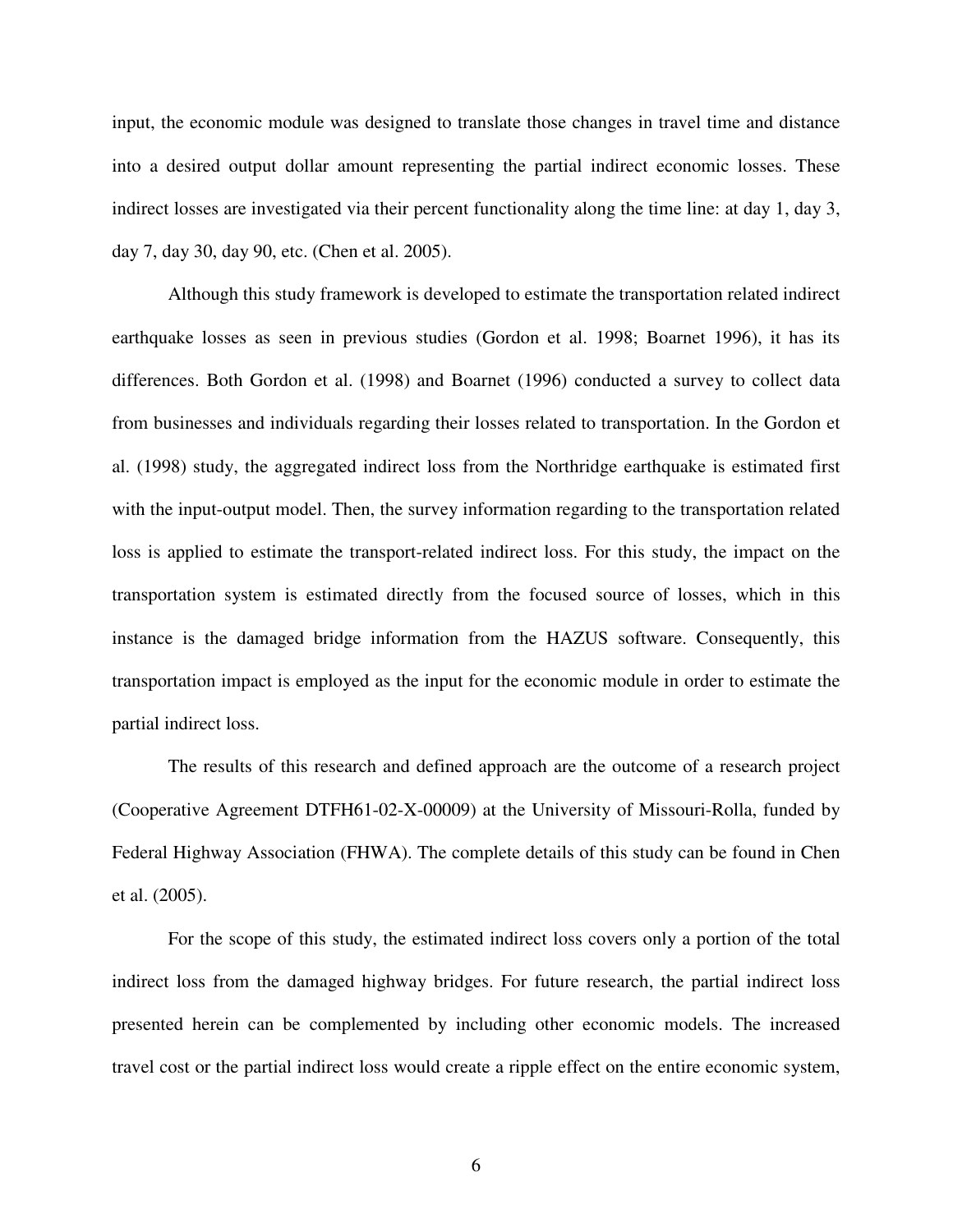input, the economic module was designed to translate those changes in travel time and distance into a desired output dollar amount representing the partial indirect economic losses. These indirect losses are investigated via their percent functionality along the time line: at day 1, day 3, day 7, day 30, day 90, etc. (Chen et al. 2005).

Although this study framework is developed to estimate the transportation related indirect earthquake losses as seen in previous studies (Gordon et al. 1998; Boarnet 1996), it has its differences. Both Gordon et al. (1998) and Boarnet (1996) conducted a survey to collect data from businesses and individuals regarding their losses related to transportation. In the Gordon et al. (1998) study, the aggregated indirect loss from the Northridge earthquake is estimated first with the input-output model. Then, the survey information regarding to the transportation related loss is applied to estimate the transport-related indirect loss. For this study, the impact on the transportation system is estimated directly from the focused source of losses, which in this instance is the damaged bridge information from the HAZUS software. Consequently, this transportation impact is employed as the input for the economic module in order to estimate the partial indirect loss.

The results of this research and defined approach are the outcome of a research project (Cooperative Agreement DTFH61-02-X-00009) at the University of Missouri-Rolla, funded by Federal Highway Association (FHWA). The complete details of this study can be found in Chen et al. (2005).

For the scope of this study, the estimated indirect loss covers only a portion of the total indirect loss from the damaged highway bridges. For future research, the partial indirect loss presented herein can be complemented by including other economic models. The increased travel cost or the partial indirect loss would create a ripple effect on the entire economic system,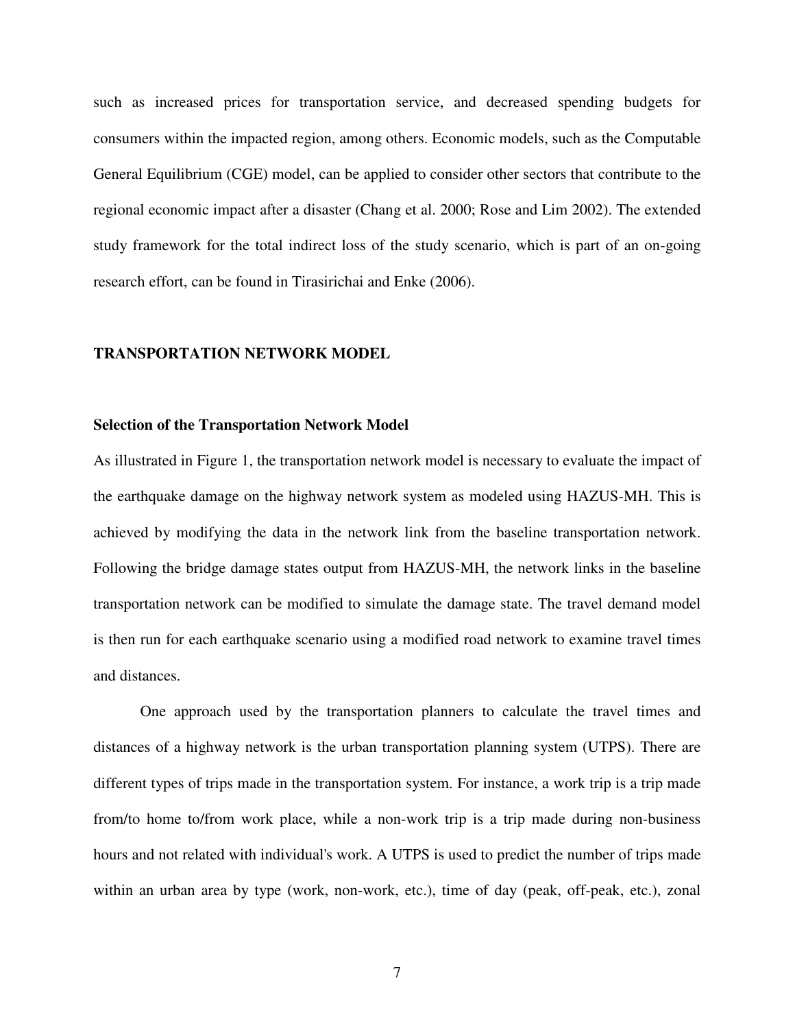such as increased prices for transportation service, and decreased spending budgets for consumers within the impacted region, among others. Economic models, such as the Computable General Equilibrium (CGE) model, can be applied to consider other sectors that contribute to the regional economic impact after a disaster (Chang et al. 2000; Rose and Lim 2002). The extended study framework for the total indirect loss of the study scenario, which is part of an on-going research effort, can be found in Tirasirichai and Enke (2006).

## TRANSPORTATION NETWORK MODEL

### Selection of the Transportation Network Model

As illustrated in Figure 1, the transportation network model is necessary to evaluate the impact of the earthquake damage on the highway network system as modeled using HAZUS-MH. This is achieved by modifying the data in the network link from the baseline transportation network. Following the bridge damage states output from HAZUS-MH, the network links in the baseline transportation network can be modified to simulate the damage state. The travel demand model is then run for each earthquake scenario using a modified road network to examine travel times and distances.

One approach used by the transportation planners to calculate the travel times and distances of a highway network is the urban transportation planning system (UTPS). There are different types of trips made in the transportation system. For instance, a work trip is a trip made from/to home to/from work place, while a non-work trip is a trip made during non-business hours and not related with individual's work. A UTPS is used to predict the number of trips made within an urban area by type (work, non-work, etc.), time of day (peak, off-peak, etc.), zonal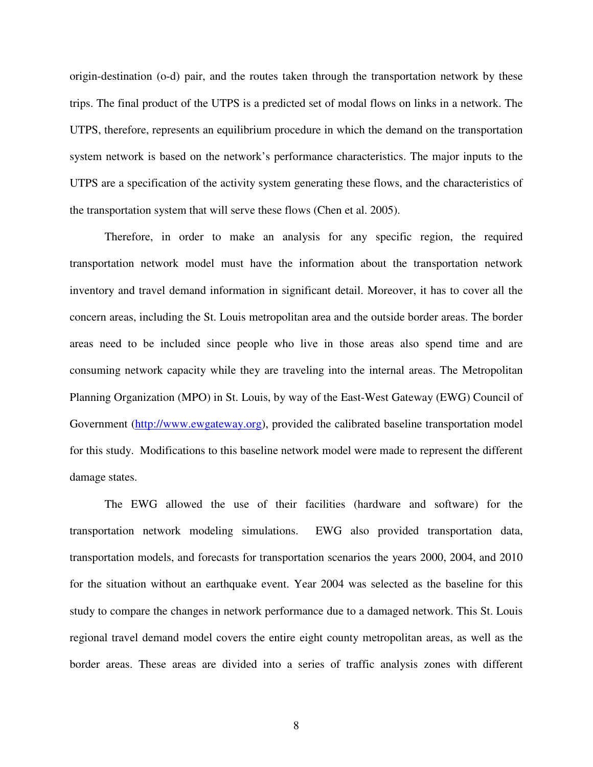origin-destination (o-d) pair, and the routes taken through the transportation network by these trips. The final product of the UTPS is a predicted set of modal flows on links in a network. The UTPS, therefore, represents an equilibrium procedure in which the demand on the transportation system network is based on the network's performance characteristics. The major inputs to the UTPS are a specification of the activity system generating these flows, and the characteristics of the transportation system that will serve these flows (Chen et al. 2005).

Therefore, in order to make an analysis for any specific region, the required transportation network model must have the information about the transportation network inventory and travel demand information in significant detail. Moreover, it has to cover all the concern areas, including the St. Louis metropolitan area and the outside border areas. The border areas need to be included since people who live in those areas also spend time and are consuming network capacity while they are traveling into the internal areas. The Metropolitan Planning Organization (MPO) in St. Louis, by way of the East-West Gateway (EWG) Council of Government (http://www.ewgateway.org), provided the calibrated baseline transportation model for this study. Modifications to this baseline network model were made to represent the different damage states.

The EWG allowed the use of their facilities (hardware and software) for the transportation network modeling simulations. EWG also provided transportation data, transportation models, and forecasts for transportation scenarios the years 2000, 2004, and 2010 for the situation without an earthquake event. Year 2004 was selected as the baseline for this study to compare the changes in network performance due to a damaged network. This St. Louis regional travel demand model covers the entire eight county metropolitan areas, as well as the border areas. These areas are divided into a series of traffic analysis zones with different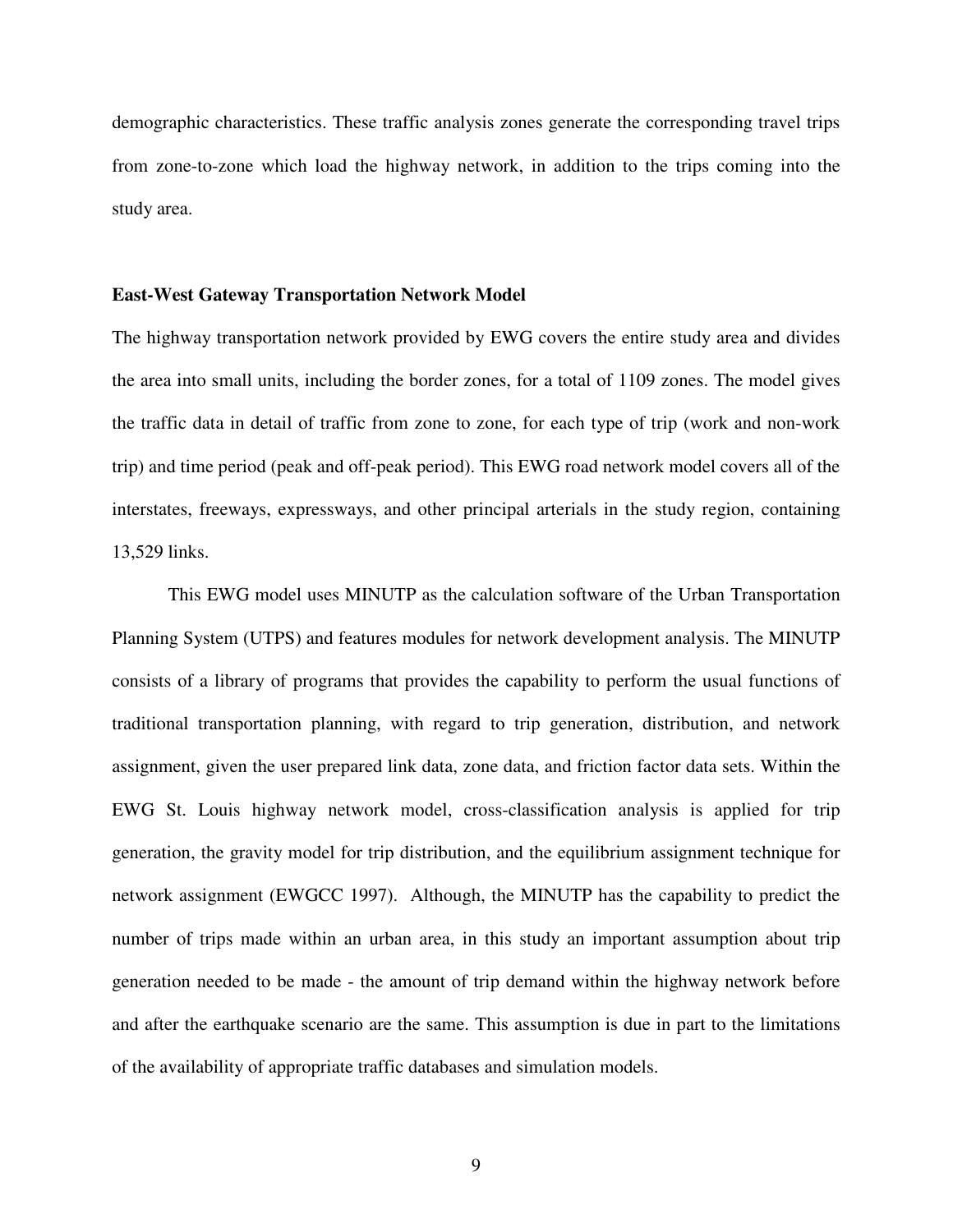demographic characteristics. These traffic analysis zones generate the corresponding travel trips from zone-to-zone which load the highway network, in addition to the trips coming into the study area.

**East-West Gateway Transportation Network Model**

The highway transportation network provided by EWG covers the entire study area and divides the area into small units, including the border zones, for a total of 1109 zones. The model gives the traffic data in detail of traffic from zone to zone, for each type of trip (work and non-work trip) and time period (peak and off-peak period). This EWG road network model covers all of the interstates, freeways, expressways, and other principal arterials in the study region, containing 13,529 links.

This EWG model uses MINUTP as the calculation software of the Urban Transportation Planning System (UTPS) and features modules for network development analysis. The MINUTP consists of a library of programs that provides the capability to perform the usual functions of traditional transportation planning, with regard to trip generation, distribution, and network assignment, given the user prepared link data, zone data, and friction factor data sets. Within the EWG St. Louis highway network model, cross-classification analysis is applied for trip generation, the gravity model for trip distribution, and the equilibrium assignment technique for network assignment (EWGCC 1997). Although, the MINUTP has the capability to predict the number of trips made within an urban area, in this study an important assumption about trip generation needed to be made - the amount of trip demand within the highway network before and after the earthquake scenario are the same. This assumption is due in part to the limitations of the availability of appropriate traffic databases and simulation models.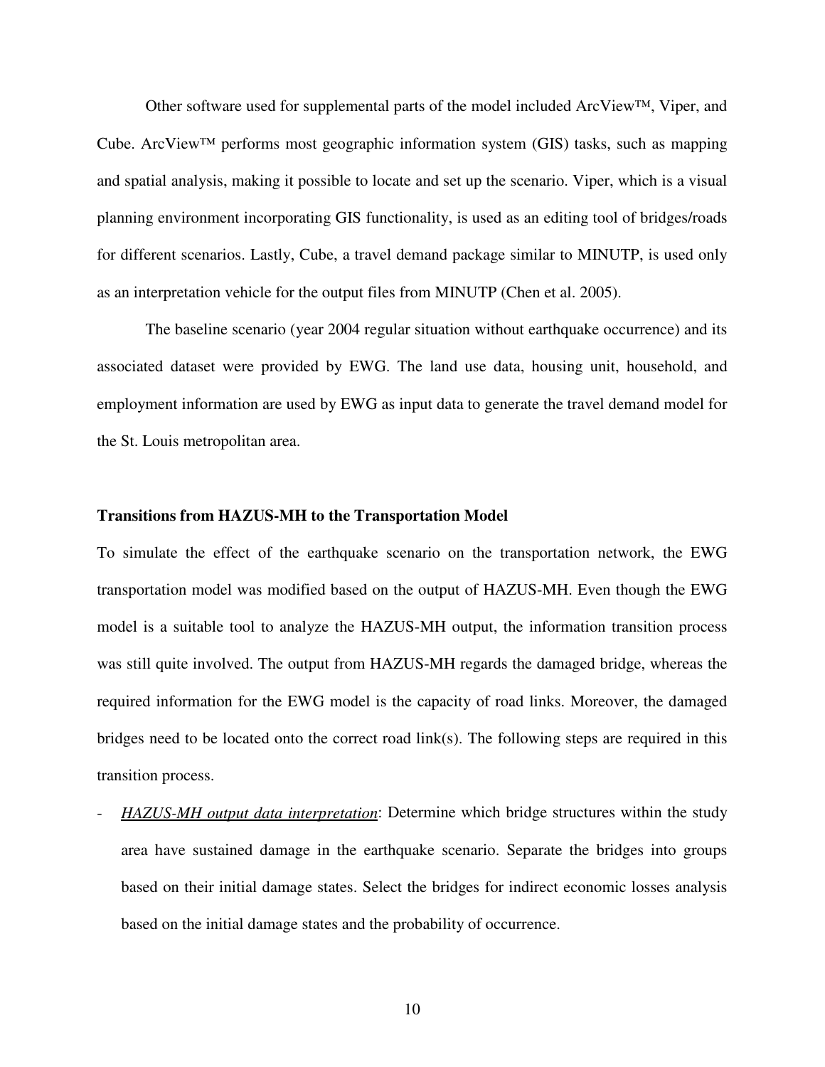Other software used for supplemental parts of the model included ArcView™, Viper, and Cube. ArcView™ performs most geographic information system (GIS) tasks, such as mapping and spatial analysis, making it possible to locate and set up the scenario. Viper, which is a visual planning environment incorporating GIS functionality, is used as an editing tool of bridges/roads for different scenarios. Lastly, Cube, a travel demand package similar to MINUTP, is used only as an interpretation vehicle for the output files from MINUTP (Chen et al. 2005).

The baseline scenario (year 2004 regular situation without earthquake occurrence) and its associated dataset were provided by EWG. The land use data, housing unit, household, and employment information are used by EWG as input data to generate the travel demand model for the St. Louis metropolitan area.

**Transitions from HAZUS-MH to the Transportation Model**

To simulate the effect of the earthquake scenario on the transportation network, the EWG transportation model was modified based on the output of HAZUS-MH. Even though the EWG model is a suitable tool to analyze the HAZUS-MH output, the information transition process was still quite involved. The output from HAZUS-MH regards the damaged bridge, whereas the required information for the EWG model is the capacity of road links. Moreover, the damaged bridges need to be located onto the correct road link(s). The following steps are required in this transition process.

- *HAZUS-MH output data interpretation*: Determine which bridge structures within the study area have sustained damage in the earthquake scenario. Separate the bridges into groups based on their initial damage states. Select the bridges for indirect economic losses analysis based on the initial damage states and the probability of occurrence.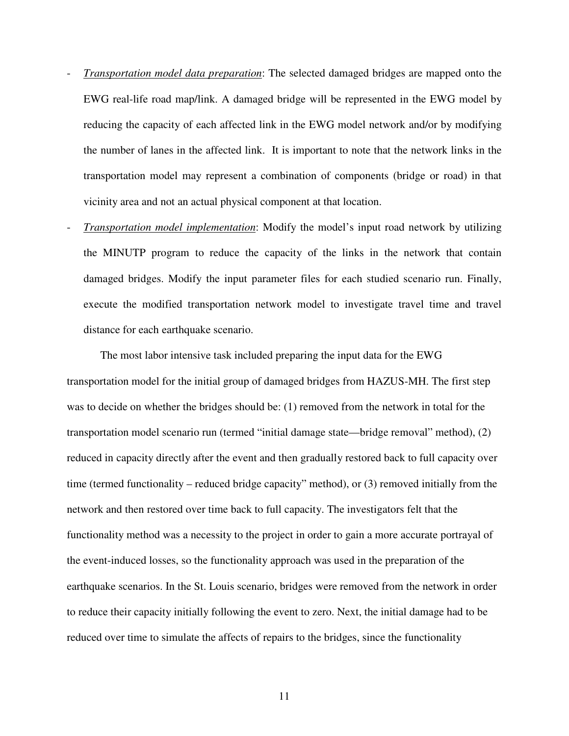- *Transportation model data preparation*: The selected damaged bridges are mapped onto the EWG real-life road map/link. A damaged bridge will be represented in the EWG model by reducing the capacity of each affected link in the EWG model network and/or by modifying the number of lanes in the affected link. It is important to note that the network links in the transportation model may represent a combination of components (bridge or road) in that vicinity area and not an actual physical component at that location.
- *Transportation model implementation*: Modify the model's input road network by utilizing the MINUTP program to reduce the capacity of the links in the network that contain damaged bridges. Modify the input parameter files for each studied scenario run. Finally, execute the modified transportation network model to investigate travel time and travel distance for each earthquake scenario.

The most labor intensive task included preparing the input data for the EWG transportation model for the initial group of damaged bridges from HAZUS-MH. The first step was to decide on whether the bridges should be: (1) removed from the network in total for the transportation model scenario run (termed "initial damage state—bridge removal" method), (2) reduced in capacity directly after the event and then gradually restored back to full capacity over time (termed functionality – reduced bridge capacity" method), or (3) removed initially from the network and then restored over time back to full capacity. The investigators felt that the functionality method was a necessity to the project in order to gain a more accurate portrayal of the event-induced losses, so the functionality approach was used in the preparation of the earthquake scenarios. In the St. Louis scenario, bridges were removed from the network in order to reduce their capacity initially following the event to zero. Next, the initial damage had to be reduced over time to simulate the affects of repairs to the bridges, since the functionality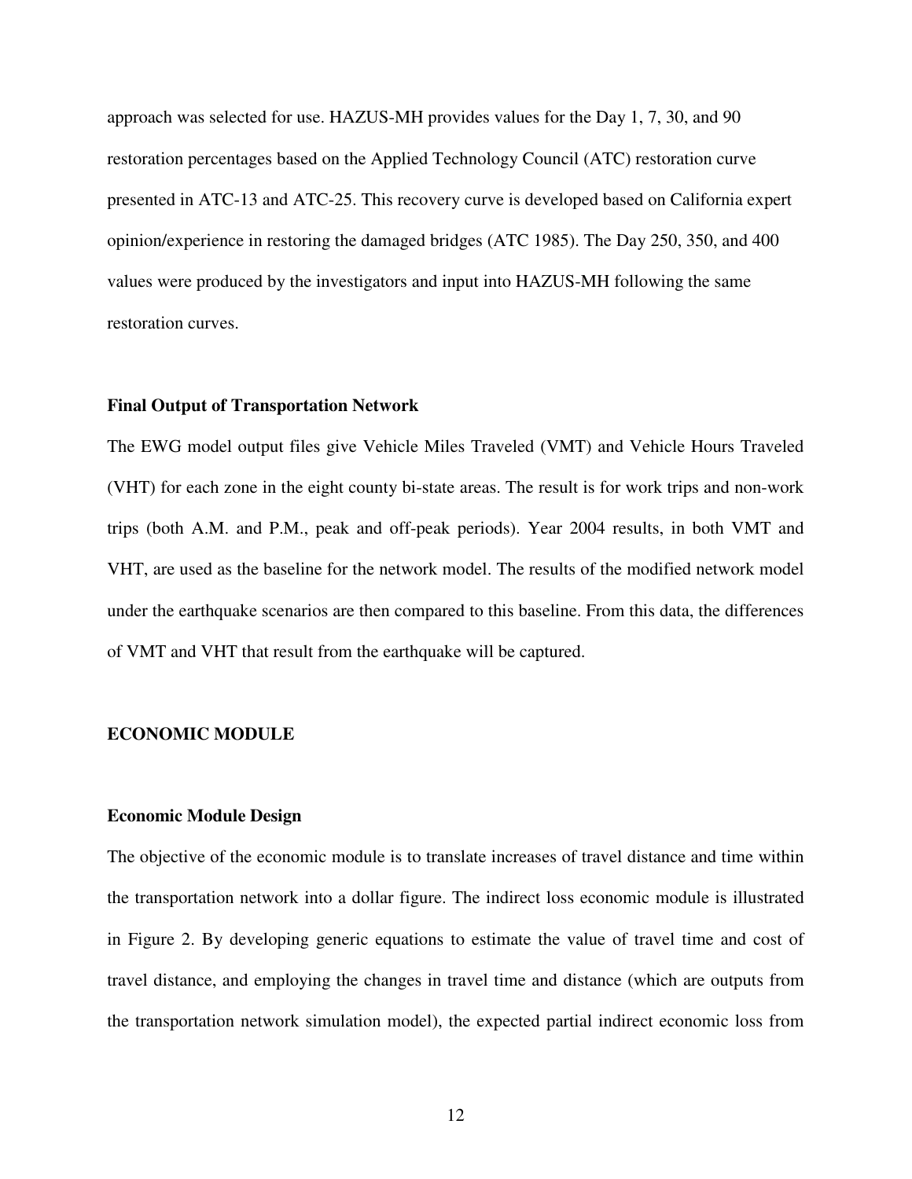approach was selected for use. HAZUS-MH provides values for the Day 1, 7, 30, and 90 restoration percentages based on the Applied Technology Council (ATC) restoration curve presented in ATC-13 and ATC-25. This recovery curve is developed based on California expert opinion/experience in restoring the damaged bridges (ATC 1985). The Day 250, 350, and 400 values were produced by the investigators and input into HAZUS-MH following the same restoration curves.

### Final Output of Transportation Network

The EWG model output files give Vehicle Miles Traveled (VMT) and Vehicle Hours Traveled (VHT) for each zone in the eight county bi-state areas. The result is for work trips and non-work trips (both A.M. and P.M., peak and off-peak periods). Year 2004 results, in both VMT and VHT, are used as the baseline for the network model. The results of the modified network model under the earthquake scenarios are then compared to this baseline. From this data, the differences of VMT and VHT that result from the earthquake will be captured.

## ECONOMIC MODULE

### Economic Module Design

The objective of the economic module is to translate increases of travel distance and time within the transportation network into a dollar figure. The indirect loss economic module is illustrated in Figure 2. By developing generic equations to estimate the value of travel time and cost of travel distance, and employing the changes in travel time and distance (which are outputs from the transportation network simulation model), the expected partial indirect economic loss from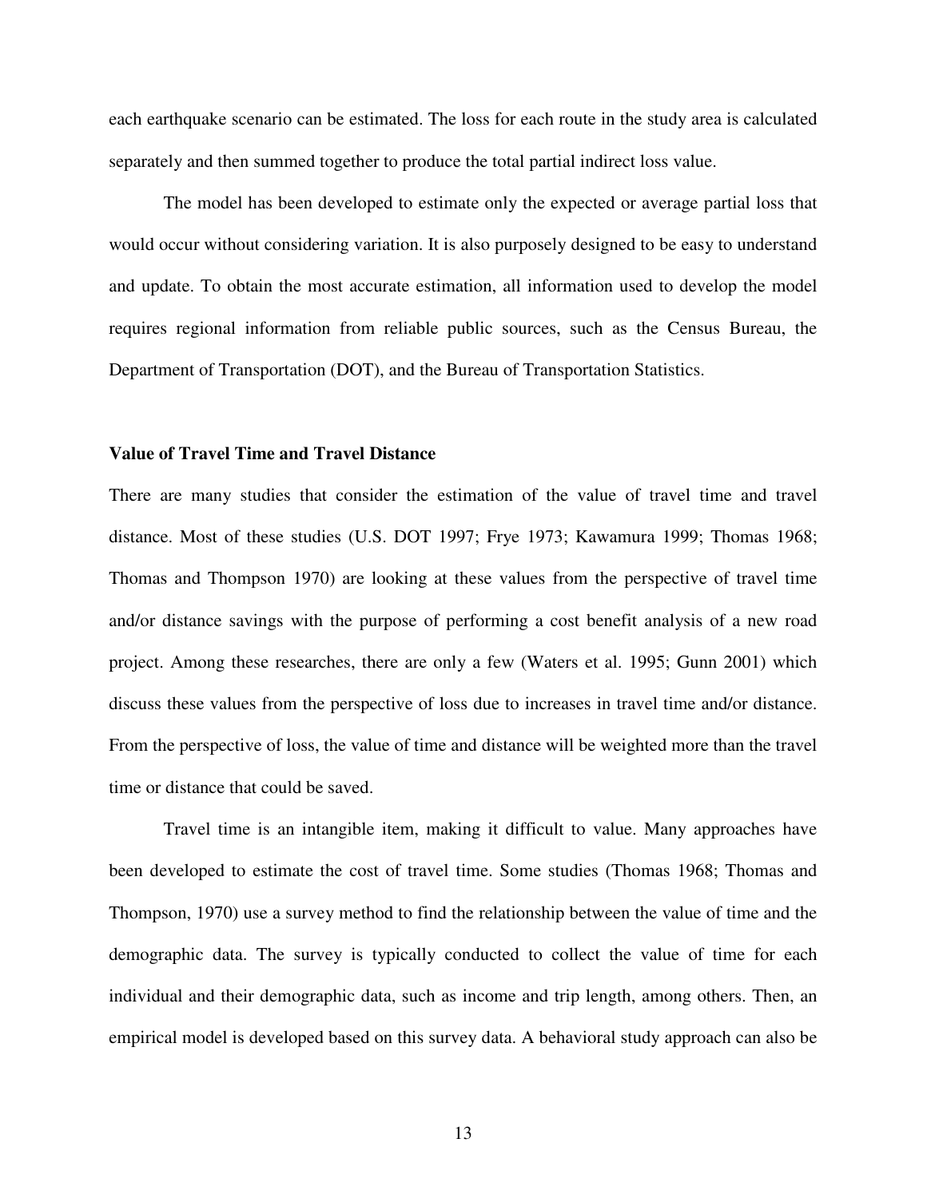each earthquake scenario can be estimated. The loss for each route in the study area is calculated separately and then summed together to produce the total partial indirect loss value.

The model has been developed to estimate only the expected or average partial loss that would occur without considering variation. It is also purposely designed to be easy to understand and update. To obtain the most accurate estimation, all information used to develop the model requires regional information from reliable public sources, such as the Census Bureau, the Department of Transportation (DOT), and the Bureau of Transportation Statistics.

### Value of Travel Time and Travel Distance

There are many studies that consider the estimation of the value of travel time and travel distance. Most of these studies (U.S. DOT 1997; Frye 1973; Kawamura 1999; Thomas 1968; Thomas and Thompson 1970) are looking at these values from the perspective of travel time and/or distance savings with the purpose of performing a cost benefit analysis of a new road project. Among these researches, there are only a few (Waters et al. 1995; Gunn 2001) which discuss these values from the perspective of loss due to increases in travel time and/or distance. From the perspective of loss, the value of time and distance will be weighted more than the travel time or distance that could be saved.

Travel time is an intangible item, making it difficult to value. Many approaches have been developed to estimate the cost of travel time. Some studies (Thomas 1968; Thomas and Thompson, 1970) use a survey method to find the relationship between the value of time and the demographic data. The survey is typically conducted to collect the value of time for each individual and their demographic data, such as income and trip length, among others. Then, an empirical model is developed based on this survey data. A behavioral study approach can also be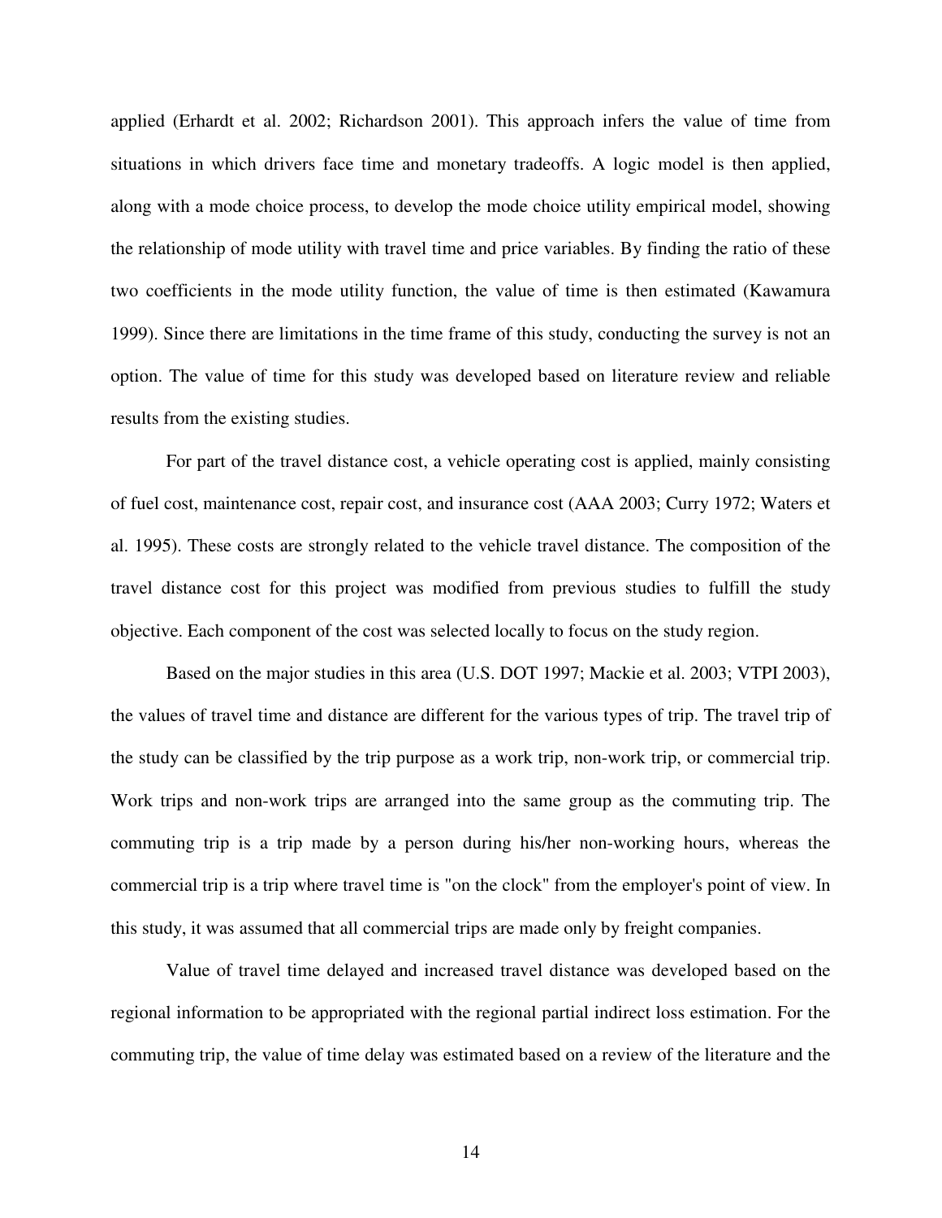applied (Erhardt et al. 2002; Richardson 2001). This approach infers the value of time from situations in which drivers face time and monetary tradeoffs. A logic model is then applied, along with a mode choice process, to develop the mode choice utility empirical model, showing the relationship of mode utility with travel time and price variables. By finding the ratio of these two coefficients in the mode utility function, the value of time is then estimated (Kawamura 1999). Since there are limitations in the time frame of this study, conducting the survey is not an option. The value of time for this study was developed based on literature review and reliable results from the existing studies.

For part of the travel distance cost, a vehicle operating cost is applied, mainly consisting of fuel cost, maintenance cost, repair cost, and insurance cost (AAA 2003; Curry 1972; Waters et al. 1995). These costs are strongly related to the vehicle travel distance. The composition of the travel distance cost for this project was modified from previous studies to fulfill the study objective. Each component of the cost was selected locally to focus on the study region.

Based on the major studies in this area (U.S. DOT 1997; Mackie et al. 2003; VTPI 2003), the values of travel time and distance are different for the various types of trip. The travel trip of the study can be classified by the trip purpose as a work trip, non-work trip, or commercial trip. Work trips and non-work trips are arranged into the same group as the commuting trip. The commuting trip is a trip made by a person during his/her non-working hours, whereas the commercial trip is a trip where travel time is "on the clock" from the employer's point of view. In this study, it was assumed that all commercial trips are made only by freight companies.

Value of travel time delayed and increased travel distance was developed based on the regional information to be appropriated with the regional partial indirect loss estimation. For the commuting trip, the value of time delay was estimated based on a review of the literature and the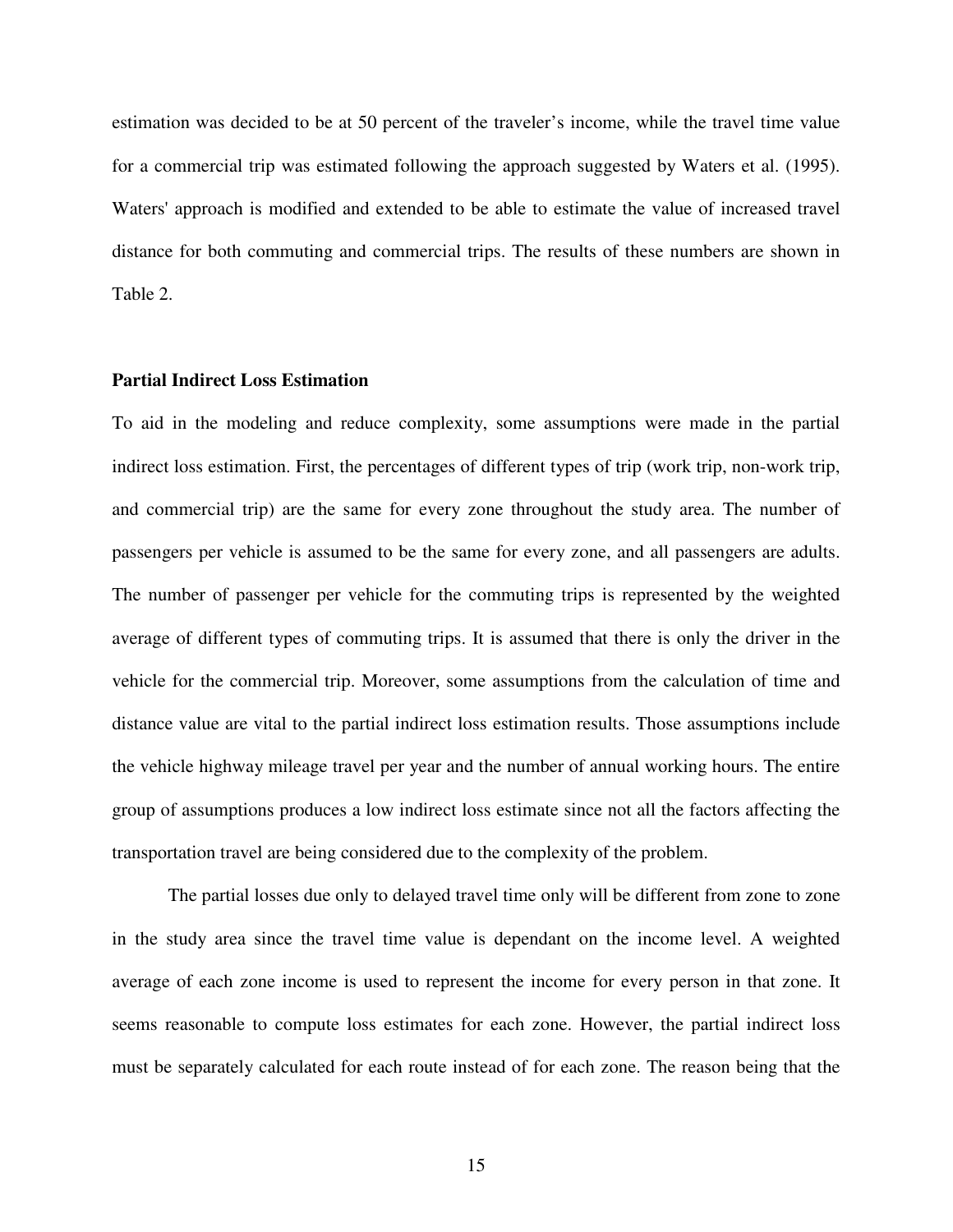estimation was decided to be at 50 percent of the traveler's income, while the travel time value for a commercial trip was estimated following the approach suggested by Waters et al. (1995). Waters' approach is modified and extended to be able to estimate the value of increased travel distance for both commuting and commercial trips. The results of these numbers are shown in Table 2.

**Partial Indirect Loss Estimation**

To aid in the modeling and reduce complexity, some assumptions were made in the partial indirect loss estimation. First, the percentages of different types of trip (work trip, non-work trip, and commercial trip) are the same for every zone throughout the study area. The number of passengers per vehicle is assumed to be the same for every zone, and all passengers are adults. The number of passenger per vehicle for the commuting trips is represented by the weighted average of different types of commuting trips. It is assumed that there is only the driver in the vehicle for the commercial trip. Moreover, some assumptions from the calculation of time and distance value are vital to the partial indirect loss estimation results. Those assumptions include the vehicle highway mileage travel per year and the number of annual working hours. The entire group of assumptions produces a low indirect loss estimate since not all the factors affecting the transportation travel are being considered due to the complexity of the problem.

The partial losses due only to delayed travel time only will be different from zone to zone in the study area since the travel time value is dependant on the income level. A weighted average of each zone income is used to represent the income for every person in that zone. It seems reasonable to compute loss estimates for each zone. However, the partial indirect loss must be separately calculated for each route instead of for each zone. The reason being that the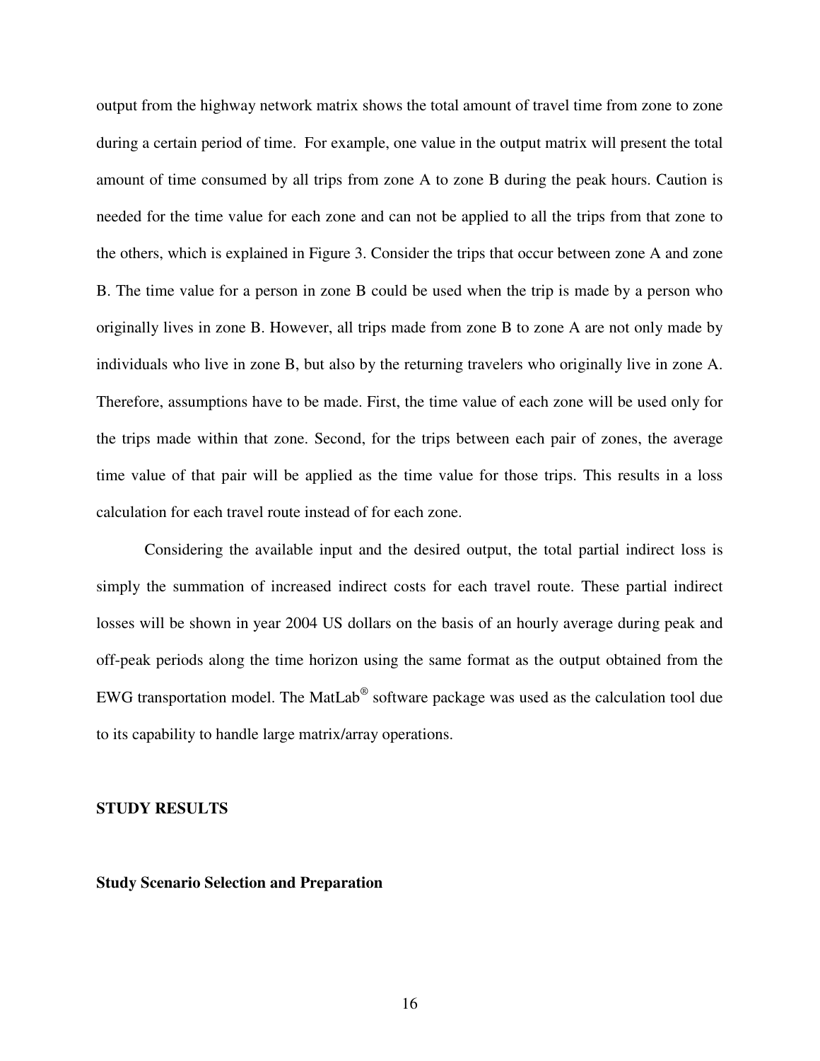output from the highway network matrix shows the total amount of travel time from zone to zone during a certain period of time. For example, one value in the output matrix will present the total amount of time consumed by all trips from zone A to zone B during the peak hours. Caution is needed for the time value for each zone and can not be applied to all the trips from that zone to the others, which is explained in Figure 3. Consider the trips that occur between zone A and zone B. The time value for a person in zone B could be used when the trip is made by a person who originally lives in zone B. However, all trips made from zone B to zone A are not only made by individuals who live in zone B, but also by the returning travelers who originally live in zone A. Therefore, assumptions have to be made. First, the time value of each zone will be used only for the trips made within that zone. Second, for the trips between each pair of zones, the average time value of that pair will be applied as the time value for those trips. This results in a loss calculation for each travel route instead of for each zone.

Considering the available input and the desired output, the total partial indirect loss is simply the summation of increased indirect costs for each travel route. These partial indirect losses will be shown in year 2004 US dollars on the basis of an hourly average during peak and off-peak periods along the time horizon using the same format as the output obtained from the EWG transportation model. The MatLab® software package was used as the calculation tool due to its capability to handle large matrix/array operations.

## STUDY RESULTS

### Study Scenario Selection and Preparation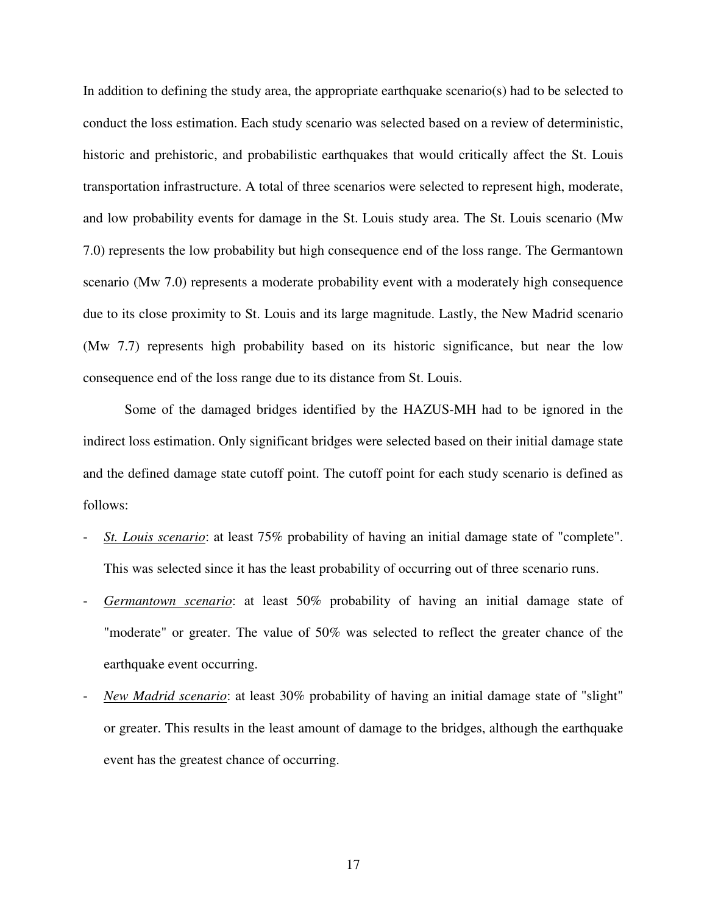In addition to defining the study area, the appropriate earthquake scenario(s) had to be selected to conduct the loss estimation. Each study scenario was selected based on a review of deterministic, historic and prehistoric, and probabilistic earthquakes that would critically affect the St. Louis transportation infrastructure. A total of three scenarios were selected to represent high, moderate, and low probability events for damage in the St. Louis study area. The St. Louis scenario (Mw 7.0) represents the low probability but high consequence end of the loss range. The Germantown scenario (Mw 7.0) represents a moderate probability event with a moderately high consequence due to its close proximity to St. Louis and its large magnitude. Lastly, the New Madrid scenario (Mw 7.7) represents high probability based on its historic significance, but near the low consequence end of the loss range due to its distance from St. Louis.

Some of the damaged bridges identified by the HAZUS-MH had to be ignored in the indirect loss estimation. Only significant bridges were selected based on their initial damage state and the defined damage state cutoff point. The cutoff point for each study scenario is defined as follows:

- *St. Louis scenario*: at least 75% probability of having an initial damage state of "complete". This was selected since it has the least probability of occurring out of three scenario runs.
- *Germantown scenario*: at least 50% probability of having an initial damage state of "moderate" or greater. The value of 50% was selected to reflect the greater chance of the earthquake event occurring.
- *New Madrid scenario*: at least 30% probability of having an initial damage state of "slight" or greater. This results in the least amount of damage to the bridges, although the earthquake event has the greatest chance of occurring.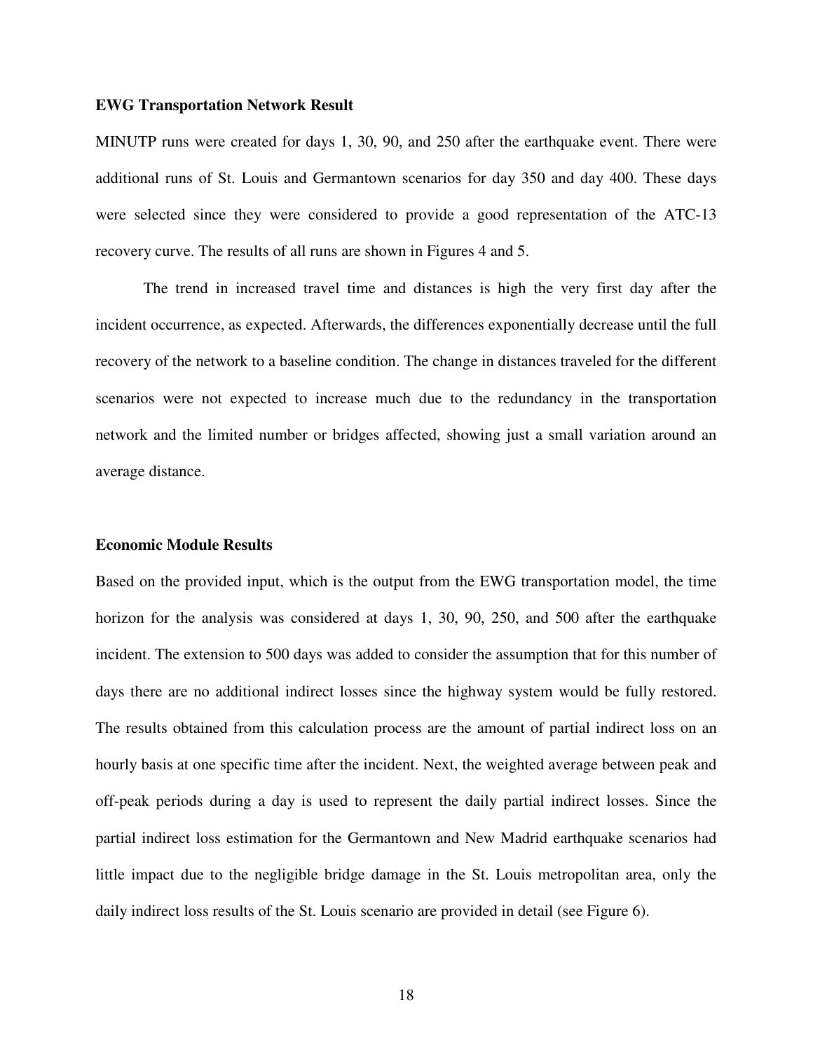**EWG Transportation Network Result**

MINUTP runs were created for days 1, 30, 90, and 250 after the earthquake event. There were additional runs of St. Louis and Germantown scenarios for day 350 and day 400. These days were selected since they were considered to provide a good representation of the ATC-13 recovery curve. The results of all runs are shown in Figures 4 and 5.

The trend in increased travel time and distances is high the very first day after the incident occurrence, as expected. Afterwards, the differences exponentially decrease until the full recovery of the network to a baseline condition. The change in distances traveled for the different scenarios were not expected to increase much due to the redundancy in the transportation network and the limited number or bridges affected, showing just a small variation around an average distance.

**Economic Module Results**

Based on the provided input, which is the output from the EWG transportation model, the time horizon for the analysis was considered at days 1, 30, 90, 250, and 500 after the earthquake incident. The extension to 500 days was added to consider the assumption that for this number of days there are no additional indirect losses since the highway system would be fully restored. The results obtained from this calculation process are the amount of partial indirect loss on an hourly basis at one specific time after the incident. Next, the weighted average between peak and off-peak periods during a day is used to represent the daily partial indirect losses. Since the partial indirect loss estimation for the Germantown and New Madrid earthquake scenarios had little impact due to the negligible bridge damage in the St. Louis metropolitan area, only the daily indirect loss results of the St. Louis scenario are provided in detail (see Figure 6).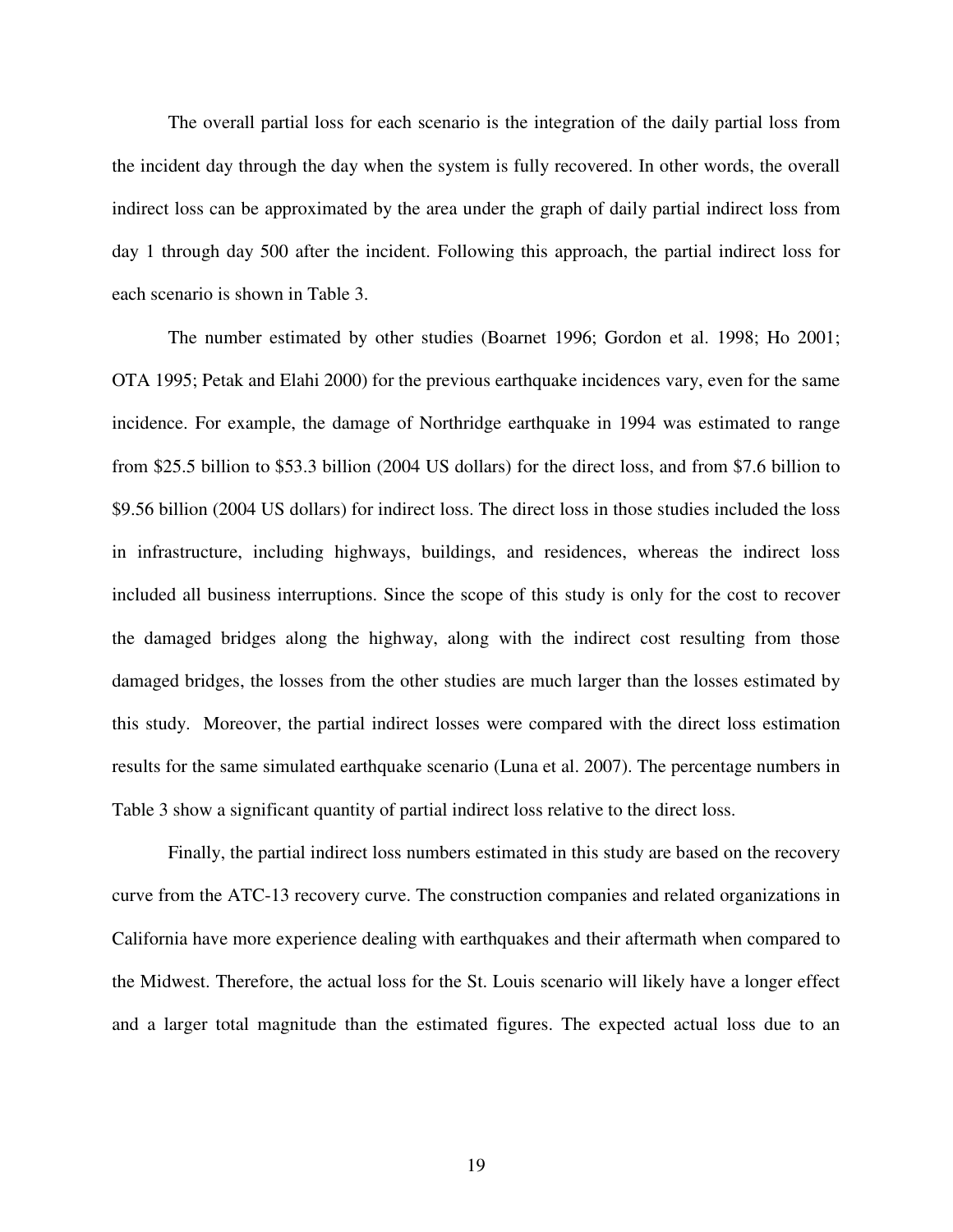The overall partial loss for each scenario is the integration of the daily partial loss from the incident day through the day when the system is fully recovered. In other words, the overall indirect loss can be approximated by the area under the graph of daily partial indirect loss from day 1 through day 500 after the incident. Following this approach, the partial indirect loss for each scenario is shown in Table 3.

The number estimated by other studies (Boarnet 1996; Gordon et al. 1998; Ho 2001; OTA 1995; Petak and Elahi 2000) for the previous earthquake incidences vary, even for the same incidence. For example, the damage of Northridge earthquake in 1994 was estimated to range from $25.5 billion to $53.3 billion (2004 US dollars) for the direct loss, and from $7.6 billion to $9.56 billion (2004 US dollars) for indirect loss. The direct loss in those studies included the loss in infrastructure, including highways, buildings, and residences, whereas the indirect loss included all business interruptions. Since the scope of this study is only for the cost to recover the damaged bridges along the highway, along with the indirect cost resulting from those damaged bridges, the losses from the other studies are much larger than the losses estimated by this study. Moreover, the partial indirect losses were compared with the direct loss estimation results for the same simulated earthquake scenario (Luna et al. 2007). The percentage numbers in Table 3 show a significant quantity of partial indirect loss relative to the direct loss.

Finally, the partial indirect loss numbers estimated in this study are based on the recovery curve from the ATC-13 recovery curve. The construction companies and related organizations in California have more experience dealing with earthquakes and their aftermath when compared to the Midwest. Therefore, the actual loss for the St. Louis scenario will likely have a longer effect and a larger total magnitude than the estimated figures. The expected actual loss due to an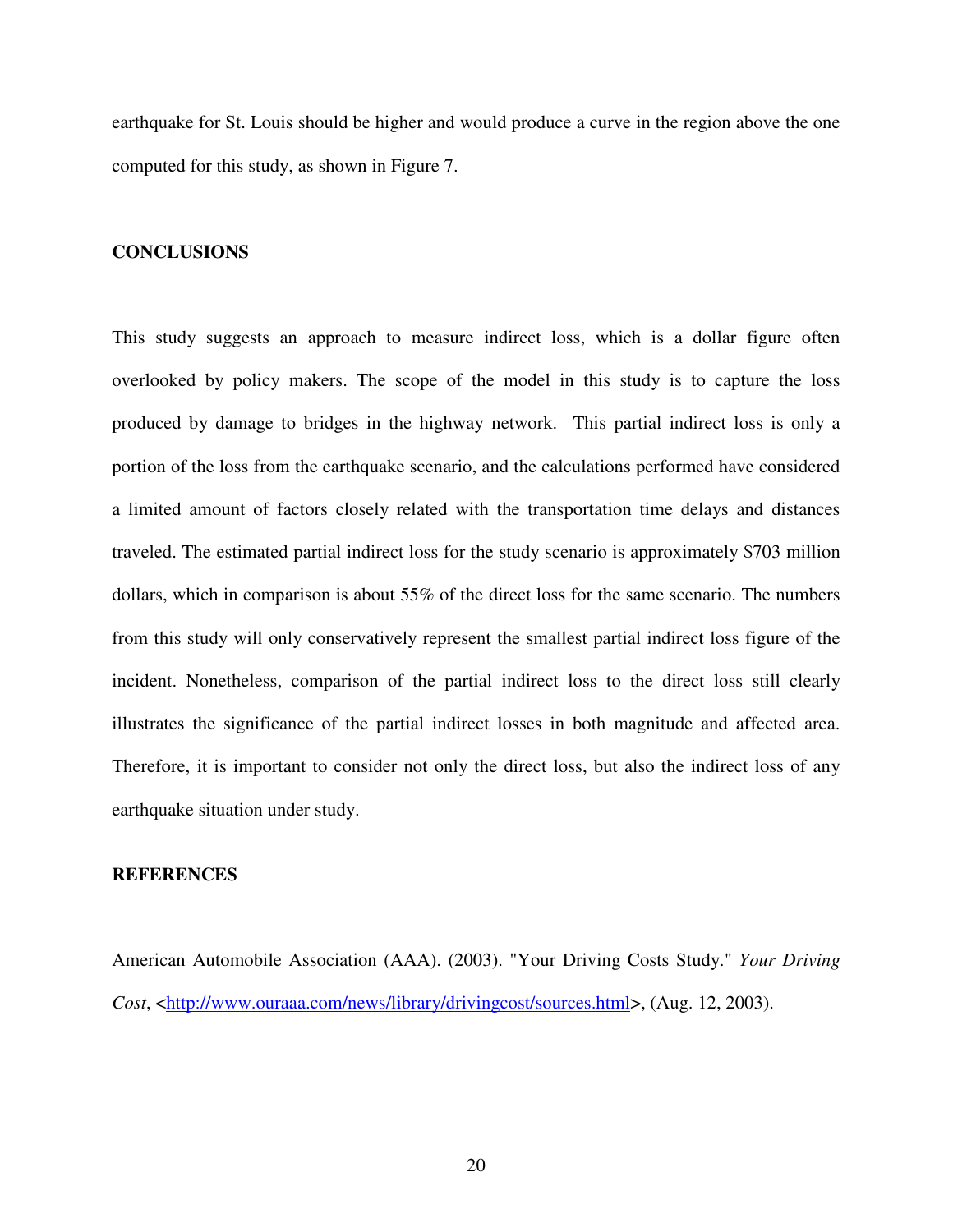earthquake for St. Louis should be higher and would produce a curve in the region above the one computed for this study, as shown in Figure 7.

## CONCLUSIONS

This study suggests an approach to measure indirect loss, which is a dollar figure often overlooked by policy makers. The scope of the model in this study is to capture the loss produced by damage to bridges in the highway network. This partial indirect loss is only a portion of the loss from the earthquake scenario, and the calculations performed have considered a limited amount of factors closely related with the transportation time delays and distances traveled. The estimated partial indirect loss for the study scenario is approximately $703 million dollars, which in comparison is about 55% of the direct loss for the same scenario. The numbers from this study will only conservatively represent the smallest partial indirect loss figure of the incident. Nonetheless, comparison of the partial indirect loss to the direct loss still clearly illustrates the significance of the partial indirect losses in both magnitude and affected area. Therefore, it is important to consider not only the direct loss, but also the indirect loss of any earthquake situation under study.

## REFERENCES

American Automobile Association (AAA). (2003). "Your Driving Costs Study." *Your Driving Cost*, <http://www.ouraaa.com/news/library/drivingcost/sources.html>, (Aug. 12, 2003).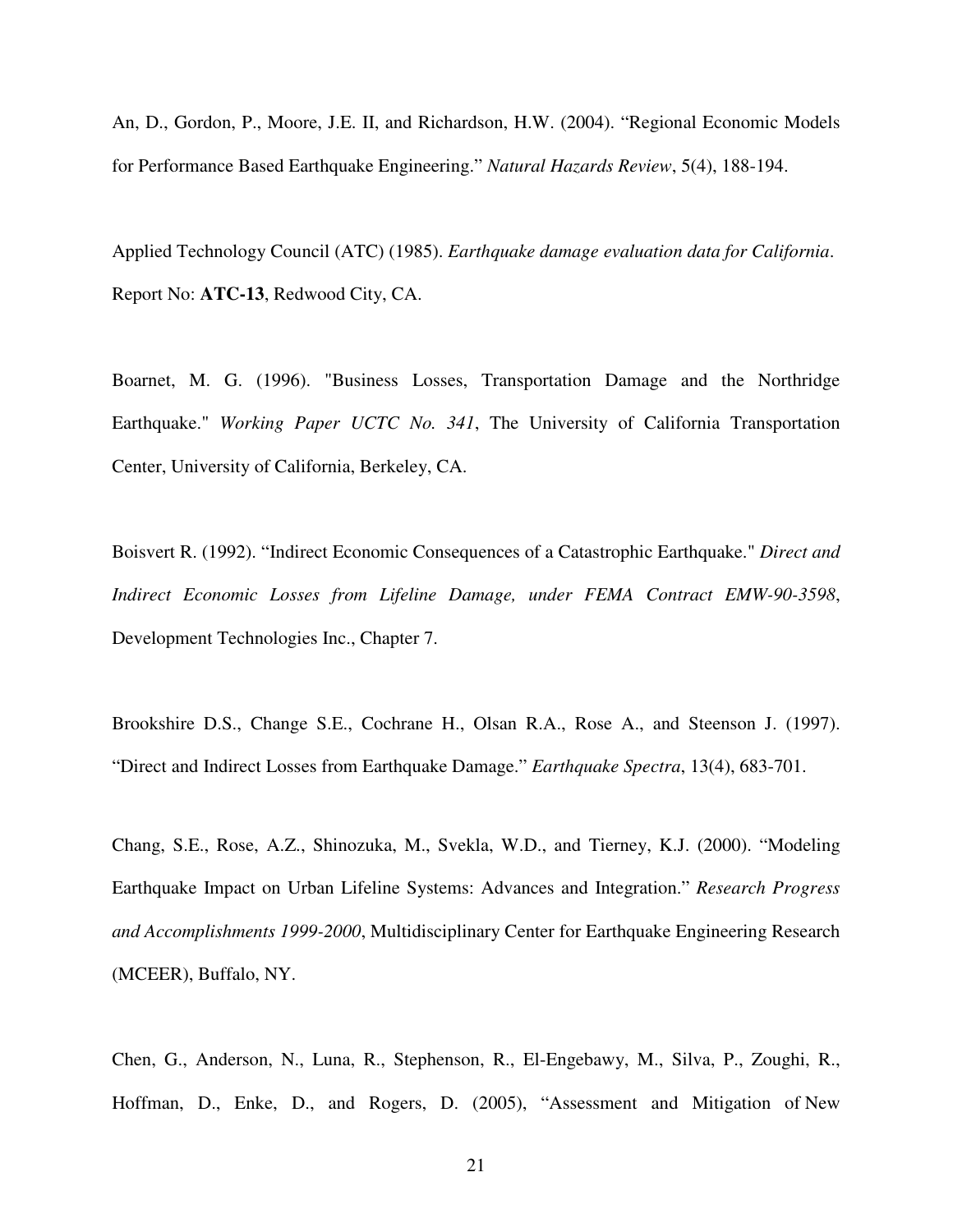An, D., Gordon, P., Moore, J.E. II, and Richardson, H.W. (2004). “Regional Economic Models for Performance Based Earthquake Engineering.” *Natural Hazards Review*, 5(4), 188-194.

Applied Technology Council (ATC) (1985). *Earthquake damage evaluation data for California*. Report No: **ATC-13**, Redwood City, CA.

Boarnet, M. G. (1996). "Business Losses, Transportation Damage and the Northridge Earthquake." *Working Paper UCTC No. 341*, The University of California Transportation Center, University of California, Berkeley, CA.

Boisvert R. (1992). “Indirect Economic Consequences of a Catastrophic Earthquake." *Direct and Indirect Economic Losses from Lifeline Damage, under FEMA Contract EMW-90-3598*, Development Technologies Inc., Chapter 7.

Brookshire D.S., Change S.E., Cochrane H., Olsan R.A., Rose A., and Steenson J. (1997). “Direct and Indirect Losses from Earthquake Damage.” *Earthquake Spectra*, 13(4), 683-701.

Chang, S.E., Rose, A.Z., Shinozuka, M., Svekla, W.D., and Tierney, K.J. (2000). “Modeling Earthquake Impact on Urban Lifeline Systems: Advances and Integration.” *Research Progress and Accomplishments 1999-2000*, Multidisciplinary Center for Earthquake Engineering Research (MCEER), Buffalo, NY.

Chen, G., Anderson, N., Luna, R., Stephenson, R., El-Engebawy, M., Silva, P., Zoughi, R., Hoffman, D., Enke, D., and Rogers, D. (2005), “Assessment and Mitigation of New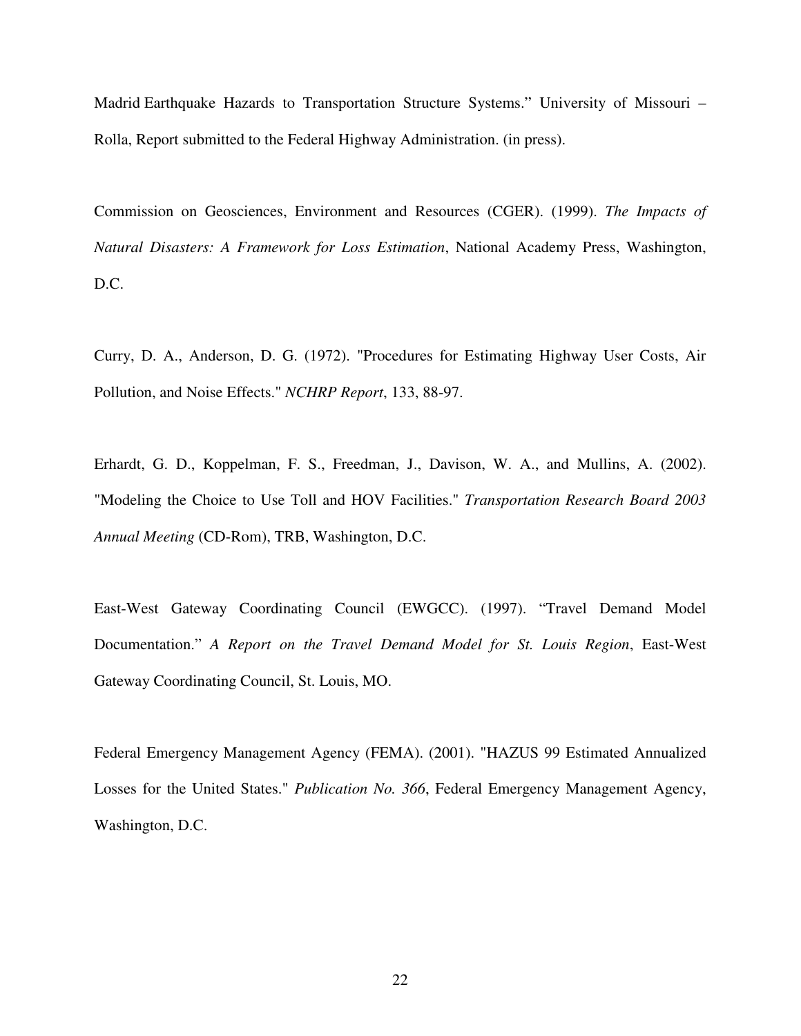Madrid Earthquake Hazards to Transportation Structure Systems." University of Missouri – Rolla, Report submitted to the Federal Highway Administration. (in press).

Commission on Geosciences, Environment and Resources (CGER). (1999). *The Impacts of Natural Disasters: A Framework for Loss Estimation*, National Academy Press, Washington, D.C.

Curry, D. A., Anderson, D. G. (1972). "Procedures for Estimating Highway User Costs, Air Pollution, and Noise Effects." *NCHRP Report*, 133, 88-97.

Erhardt, G. D., Koppelman, F. S., Freedman, J., Davison, W. A., and Mullins, A. (2002). "Modeling the Choice to Use Toll and HOV Facilities." *Transportation Research Board 2003 Annual Meeting* (CD-Rom), TRB, Washington, D.C.

East-West Gateway Coordinating Council (EWGCC). (1997). "Travel Demand Model Documentation." *A Report on the Travel Demand Model for St. Louis Region*, East-West Gateway Coordinating Council, St. Louis, MO.

Federal Emergency Management Agency (FEMA). (2001). "HAZUS 99 Estimated Annualized Losses for the United States." *Publication No. 366*, Federal Emergency Management Agency, Washington, D.C.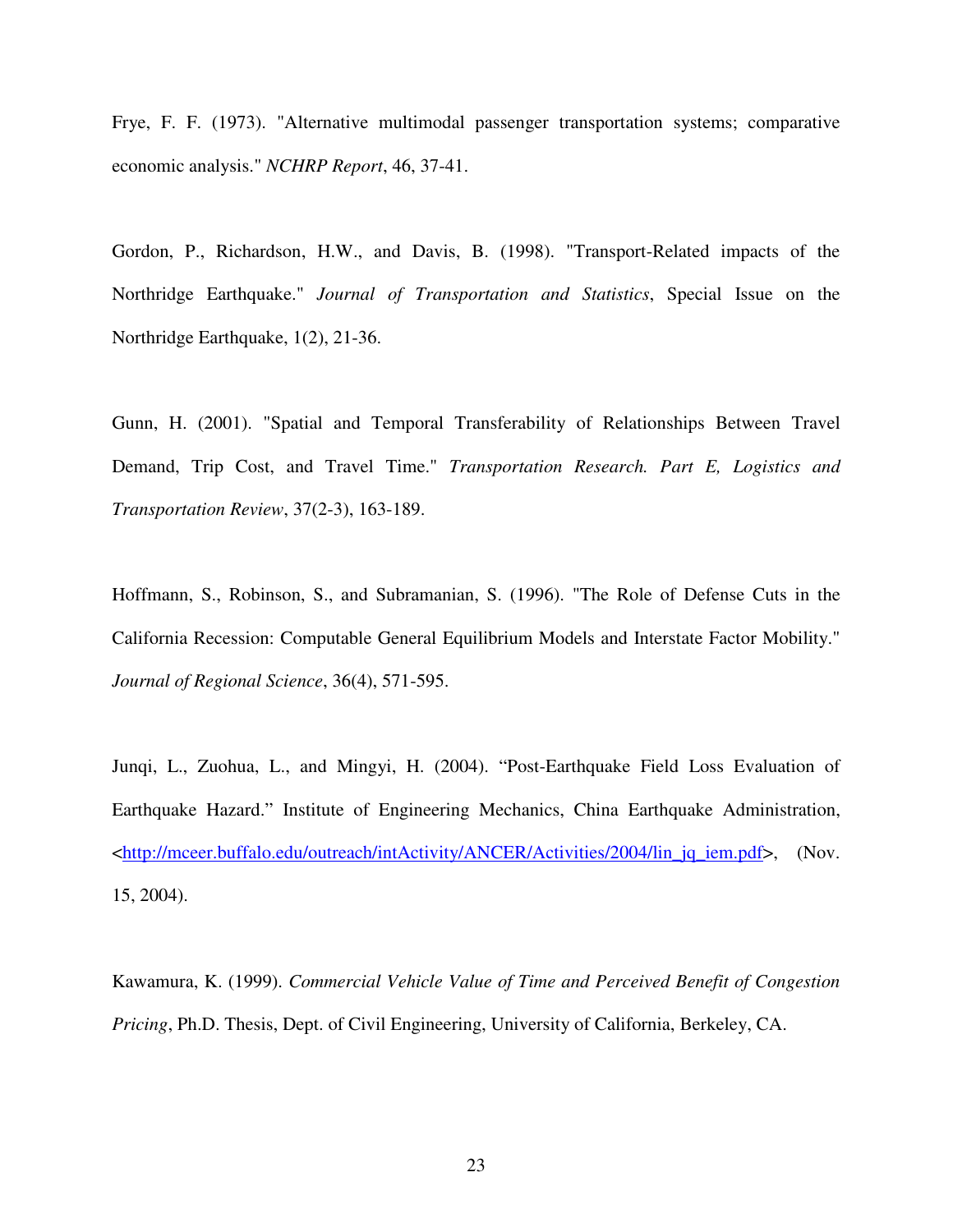Frye, F. F. (1973). "Alternative multimodal passenger transportation systems; comparative economic analysis." *NCHRP Report*, 46, 37-41.

Gordon, P., Richardson, H.W., and Davis, B. (1998). "Transport-Related impacts of the Northridge Earthquake." *Journal of Transportation and Statistics*, Special Issue on the Northridge Earthquake, 1(2), 21-36.

Gunn, H. (2001). "Spatial and Temporal Transferability of Relationships Between Travel Demand, Trip Cost, and Travel Time." *Transportation Research. Part E, Logistics and Transportation Review*, 37(2-3), 163-189.

Hoffmann, S., Robinson, S., and Subramanian, S. (1996). "The Role of Defense Cuts in the California Recession: Computable General Equilibrium Models and Interstate Factor Mobility." *Journal of Regional Science*, 36(4), 571-595.

Junqi, L., Zuohua, L., and Mingyi, H. (2004). "Post-Earthquake Field Loss Evaluation of Earthquake Hazard." Institute of Engineering Mechanics, China Earthquake Administration, <http://mceer.buffalo.edu/outreach/intActivity/ANCER/Activities/2004/lin_jq_iem.pdf>, (Nov. 15, 2004).

Kawamura, K. (1999). *Commercial Vehicle Value of Time and Perceived Benefit of Congestion Pricing*, Ph.D. Thesis, Dept. of Civil Engineering, University of California, Berkeley, CA.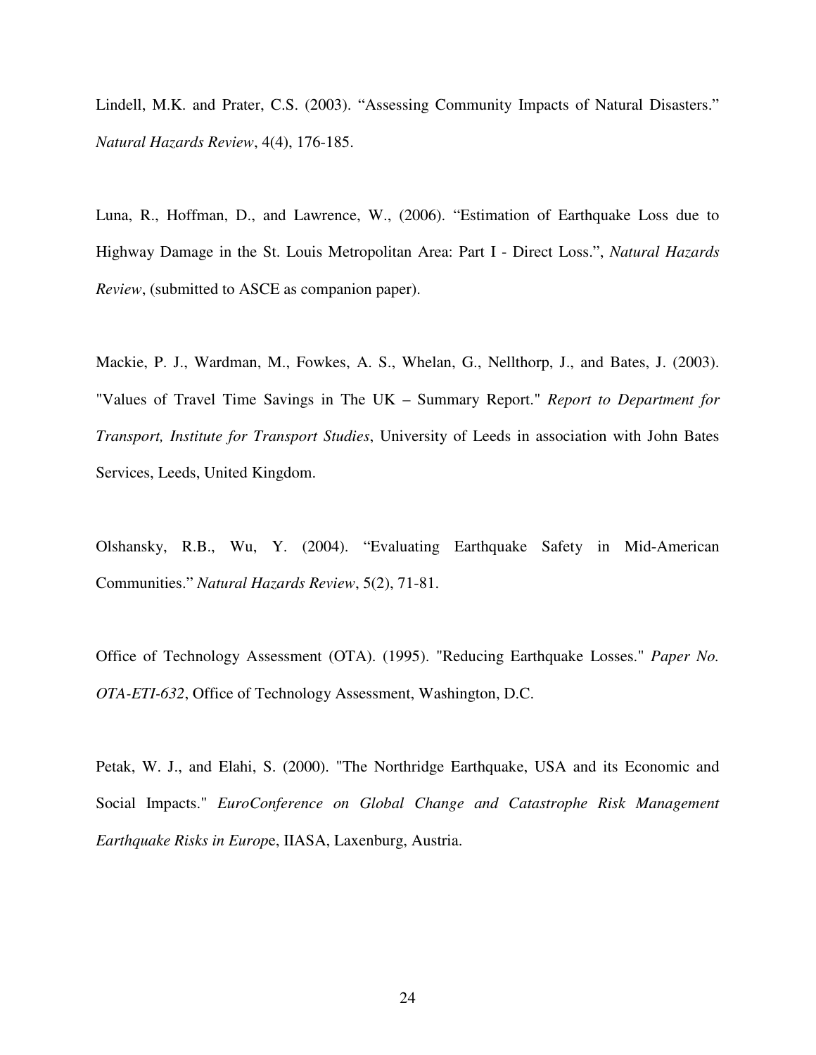Lindell, M.K. and Prater, C.S. (2003). "Assessing Community Impacts of Natural Disasters." *Natural Hazards Review*, 4(4), 176-185.

Luna, R., Hoffman, D., and Lawrence, W., (2006). "Estimation of Earthquake Loss due to Highway Damage in the St. Louis Metropolitan Area: Part I - Direct Loss.", *Natural Hazards Review*, (submitted to ASCE as companion paper).

Mackie, P. J., Wardman, M., Fowkes, A. S., Whelan, G., Nellthorp, J., and Bates, J. (2003). "Values of Travel Time Savings in The UK – Summary Report." *Report to Department for Transport, Institute for Transport Studies*, University of Leeds in association with John Bates Services, Leeds, United Kingdom.

Olshansky, R.B., Wu, Y. (2004). "Evaluating Earthquake Safety in Mid-American Communities." *Natural Hazards Review*, 5(2), 71-81.

Office of Technology Assessment (OTA). (1995). "Reducing Earthquake Losses." *Paper No. OTA-ETI-632*, Office of Technology Assessment, Washington, D.C.

Petak, W. J., and Elahi, S. (2000). "The Northridge Earthquake, USA and its Economic and Social Impacts." *EuroConference on Global Change and Catastrophe Risk Management Earthquake Risks in Europe*, IIASA, Laxenburg, Austria.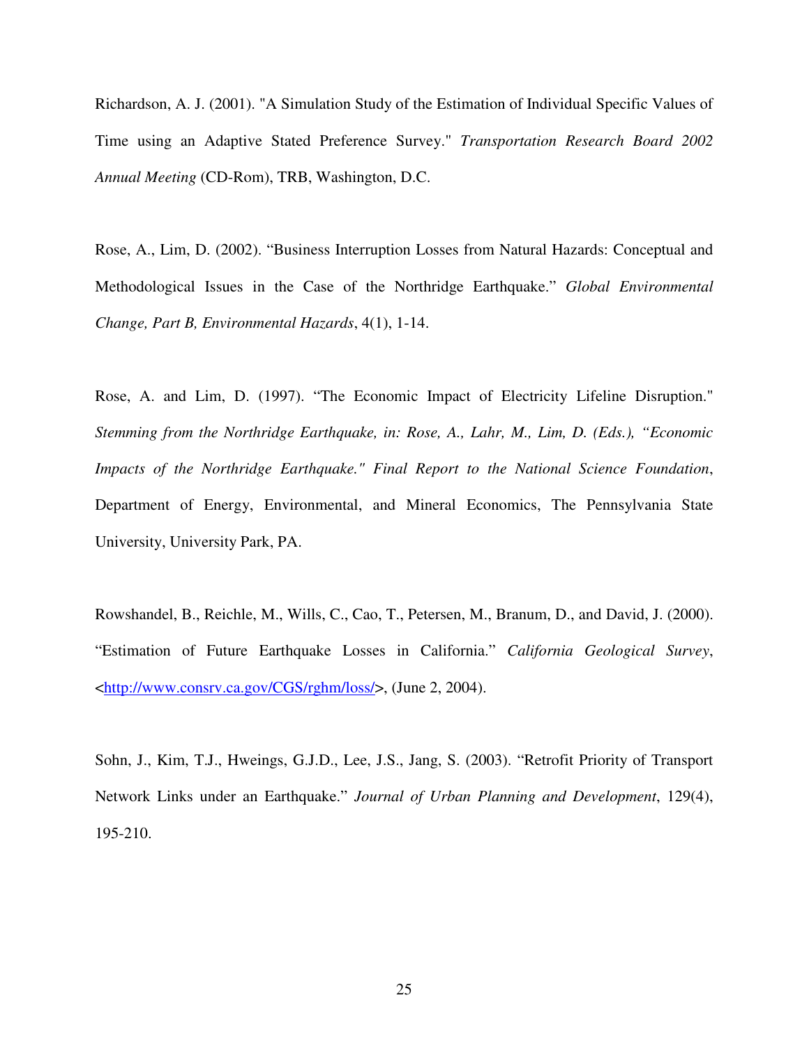Richardson, A. J. (2001). "A Simulation Study of the Estimation of Individual Specific Values of Time using an Adaptive Stated Preference Survey." *Transportation Research Board 2002 Annual Meeting* (CD-Rom), TRB, Washington, D.C.

Rose, A., Lim, D. (2002). "Business Interruption Losses from Natural Hazards: Conceptual and Methodological Issues in the Case of the Northridge Earthquake." *Global Environmental Change, Part B, Environmental Hazards*, 4(1), 1-14.

Rose, A. and Lim, D. (1997). "The Economic Impact of Electricity Lifeline Disruption." *Stemming from the Northridge Earthquake, in: Rose, A., Lahr, M., Lim, D. (Eds.), "Economic Impacts of the Northridge Earthquake." Final Report to the National Science Foundation*, Department of Energy, Environmental, and Mineral Economics, The Pennsylvania State University, University Park, PA.

Rowshandel, B., Reichle, M., Wills, C., Cao, T., Petersen, M., Branum, D., and David, J. (2000). "Estimation of Future Earthquake Losses in California." *California Geological Survey*, <http://www.consrv.ca.gov/CGS/rghm/loss/>, (June 2, 2004).

Sohn, J., Kim, T.J., Hweings, G.J.D., Lee, J.S., Jang, S. (2003). "Retrofit Priority of Transport Network Links under an Earthquake." *Journal of Urban Planning and Development*, 129(4), 195-210.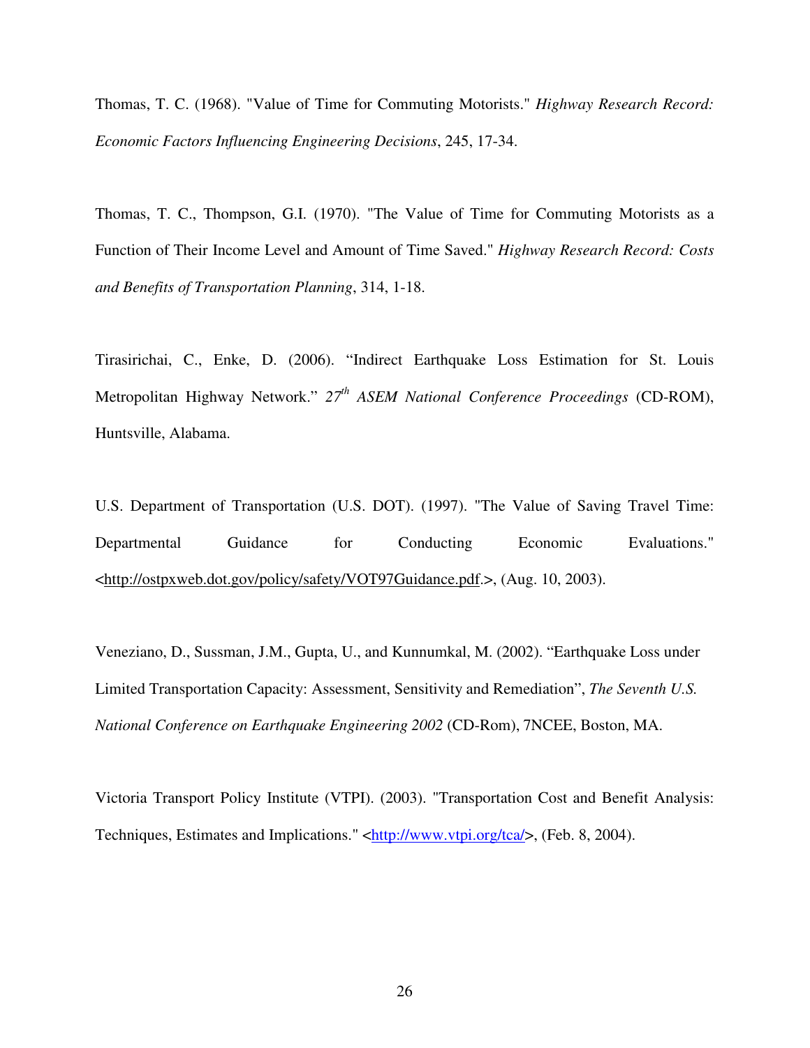Thomas, T. C. (1968). "Value of Time for Commuting Motorists." *Highway Research Record: Economic Factors Influencing Engineering Decisions*, 245, 17-34.

Thomas, T. C., Thompson, G.I. (1970). "The Value of Time for Commuting Motorists as a Function of Their Income Level and Amount of Time Saved." *Highway Research Record: Costs and Benefits of Transportation Planning*, 314, 1-18.

Tirasirichai, C., Enke, D. (2006). "Indirect Earthquake Loss Estimation for St. Louis Metropolitan Highway Network." *27th ASEM National Conference Proceedings* (CD-ROM), Huntsville, Alabama.

U.S. Department of Transportation (U.S. DOT). (1997). "The Value of Saving Travel Time: Departmental Guidance for Conducting Economic Evaluations." <http://ostpxweb.dot.gov/policy/safety/VOT97Guidance.pdf.>, (Aug. 10, 2003).

Veneziano, D., Sussman, J.M., Gupta, U., and Kunnumkal, M. (2002). "Earthquake Loss under Limited Transportation Capacity: Assessment, Sensitivity and Remediation", *The Seventh U.S. National Conference on Earthquake Engineering 2002* (CD-Rom), 7NCEE, Boston, MA.

Victoria Transport Policy Institute (VTPI). (2003). "Transportation Cost and Benefit Analysis: Techniques, Estimates and Implications." <http://www.vtpi.org/tca/>, (Feb. 8, 2004).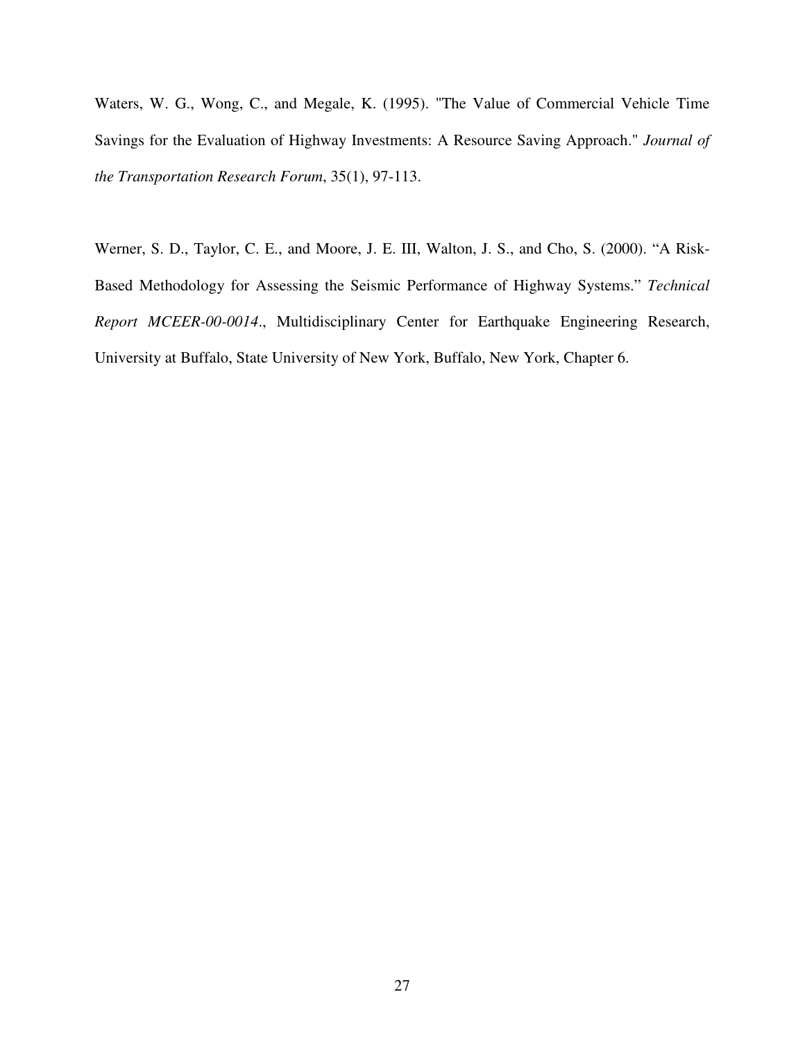Waters, W. G., Wong, C., and Megale, K. (1995). "The Value of Commercial Vehicle Time Savings for the Evaluation of Highway Investments: A Resource Saving Approach." *Journal of the Transportation Research Forum*, 35(1), 97-113.

Werner, S. D., Taylor, C. E., and Moore, J. E. III, Walton, J. S., and Cho, S. (2000). "A Risk-Based Methodology for Assessing the Seismic Performance of Highway Systems." *Technical Report MCEER-00-0014*., Multidisciplinary Center for Earthquake Engineering Research, University at Buffalo, State University of New York, Buffalo, New York, Chapter 6.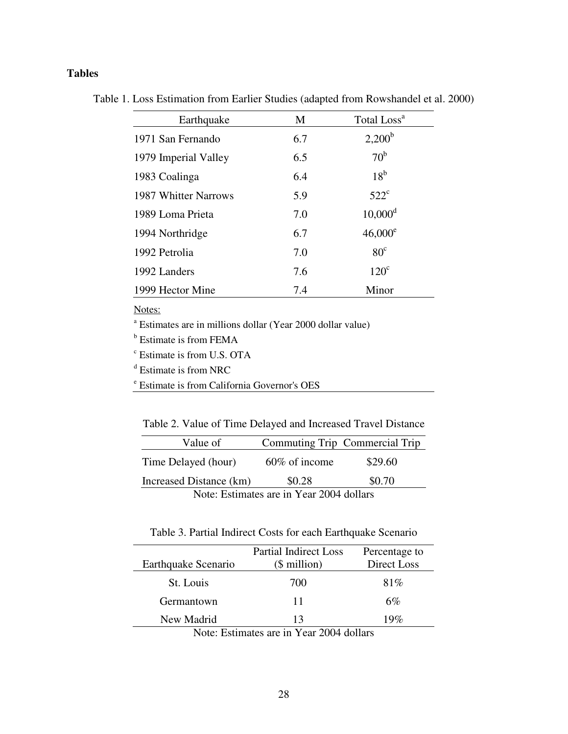## Tables

Table 1. Loss Estimation from Earlier Studies (adapted from Rowshandel et al. 2000)

| Earthquake | M | Total Loss[a] |
|---|---|---|
| 1971 San Fernando | 6.7 | 2,200[b] |
| 1979 Imperial Valley | 6.5 | 70[b] |
| 1983 Coalinga | 6.4 | 18[b] |
| 1987 Whitter Narrows | 5.9 | 522[c] |
| 1989 Loma Prieta | 7.0 | 10,000[d] |
| 1994 Northridge | 6.7 | 46,000[e] |
| 1992 Petrolia | 7.0 | 80[c] |
| 1992 Landers | 7.6 | 120[c] |
| 1999 Hector Mine | 7.4 | Minor |

Notes:

[a] Estimates are in millions dollar (Year 2000 dollar value)

[b] Estimate is from FEMA

[c] Estimate is from U.S. OTA

[d] Estimate is from NRC

[e] Estimate is from California Governor's OES

Table 2. Value of Time Delayed and Increased Travel Distance

| Value of | Commuting Trip | Commercial Trip |
|---|---|---|
| Time Delayed (hour) | 60% of income | \$29.60 |
| Increased Distance (km) | \$0.28 | \$0.70 |

Note: Estimates are in Year 2004 dollars

Table 3. Partial Indirect Costs for each Earthquake Scenario

| Earthquake Scenario | Partial Indirect Loss (\$ million) | Percentage to Direct Loss |
|---|---|---|
| St. Louis | 700 | 81% |
| Germantown | 11 | 6% |
| New Madrid | 13 | 19% |

Note: Estimates are in Year 2004 dollars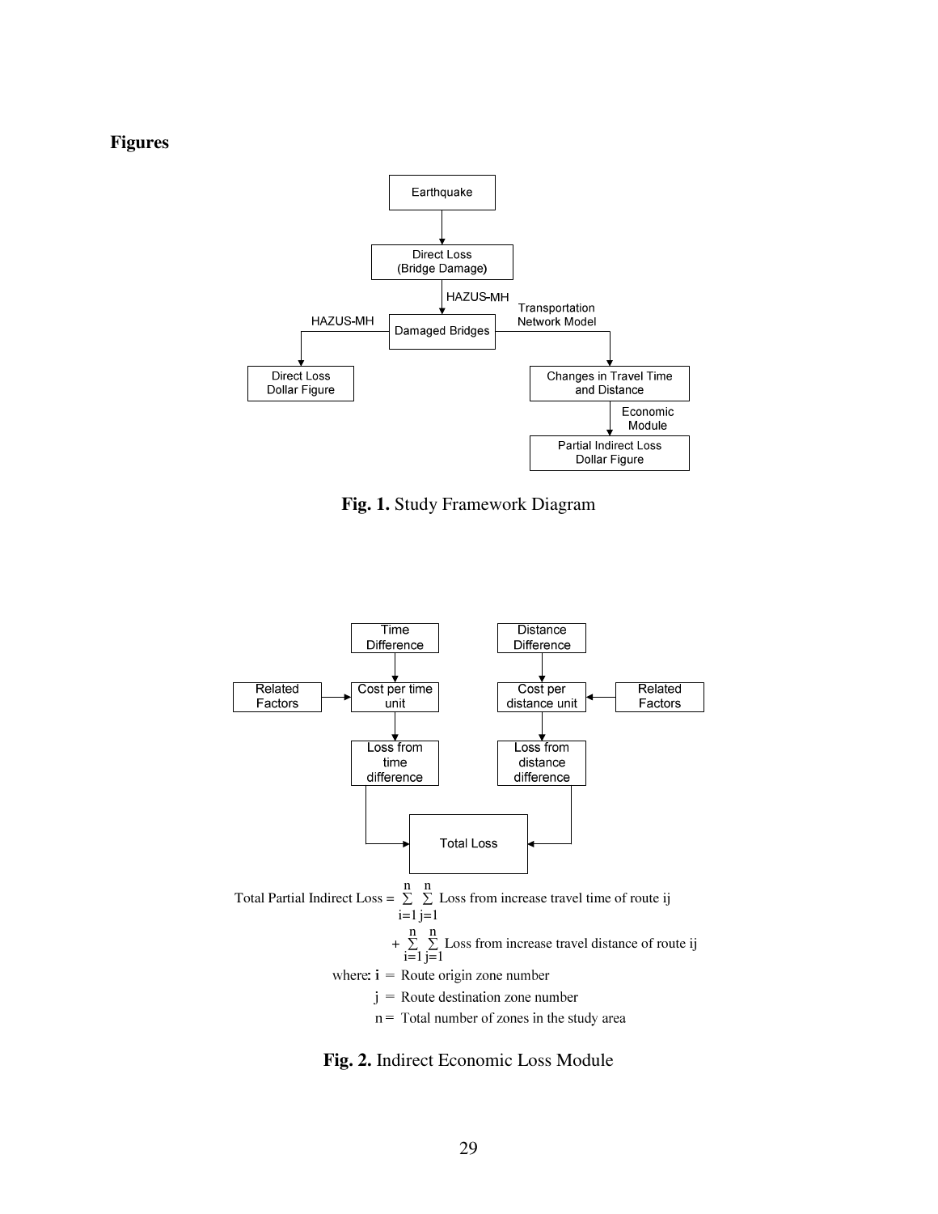**Figures**

**Fig. 1.** Study Framework Diagram

Total Partial Indirect Loss = $\sum_{i=1}^{n}\sum_{j=1}^{n}$ Loss from increase travel time of route ij

+ $\sum_{i=1}^{n}\sum_{j=1}^{n}$ Loss from increase travel distance of route ij

where: **i** = Route origin zone number

j = Route destination zone number

n = Total number of zones in the study area

**Fig. 2.** Indirect Economic Loss Module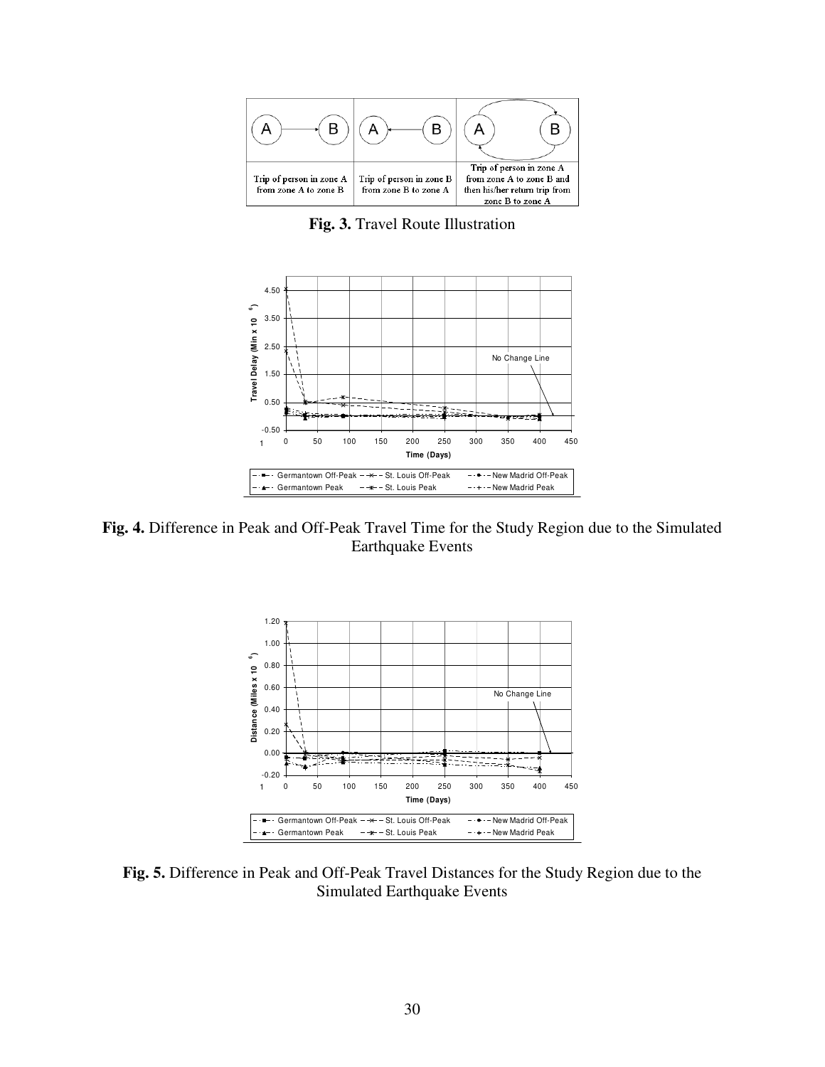| A → B | A ← B | A ⇄ B |
| --- | --- | --- |
| Trip of person in zone A from zone A to zone B | Trip of person in zone B from zone B to zone A | Trip of person in zone A from zone A to zone B and then his/her return trip from zone B to zone A |

**Fig. 3.** Travel Route Illustration

**Fig. 4.** Difference in Peak and Off-Peak Travel Time for the Study Region due to the Simulated Earthquake Events

**Fig. 5.** Difference in Peak and Off-Peak Travel Distances for the Study Region due to the Simulated Earthquake Events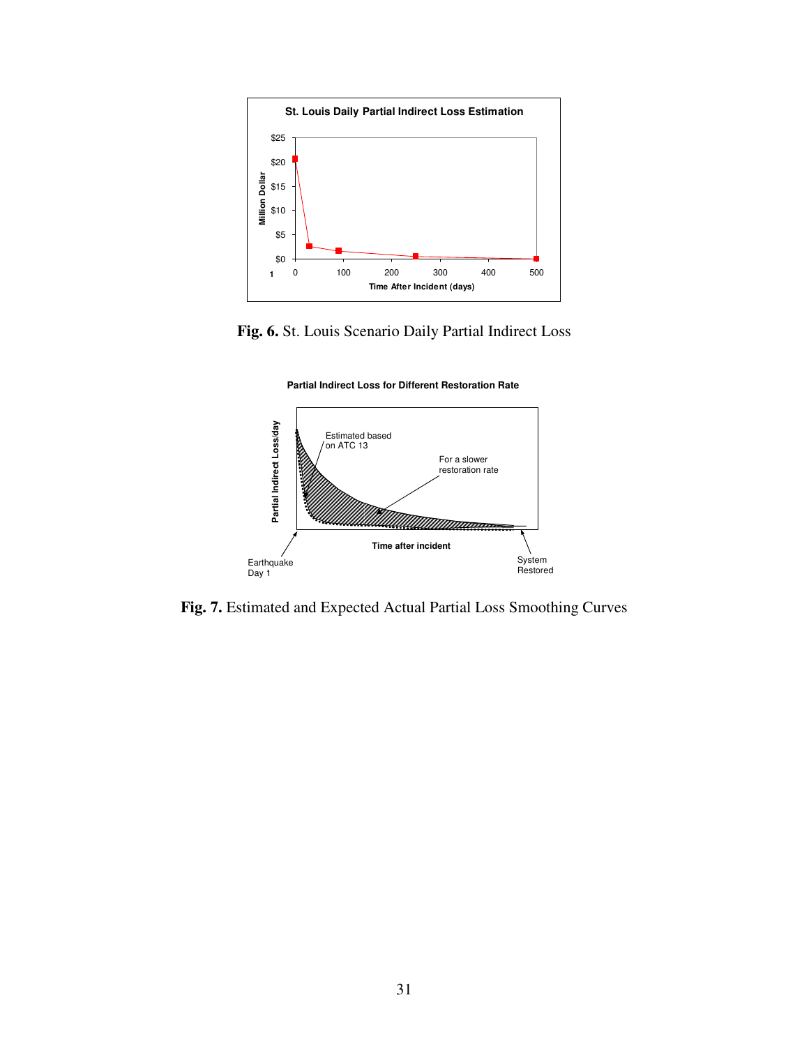St. Louis Daily Partial Indirect Loss Estimation

Million Dollar

$25
$20
$15
$10
$5
$0

1

0 100 200 300 400 500

Time After Incident (days)

**Fig. 6.** St. Louis Scenario Daily Partial Indirect Loss

Partial Indirect Loss for Different Restoration Rate

Partial Indirect Loss/day

Estimated based on ATC 13

For a slower restoration rate

Time after incident

Earthquake Day 1

System Restored

**Fig. 7.** Estimated and Expected Actual Partial Loss Smoothing Curves